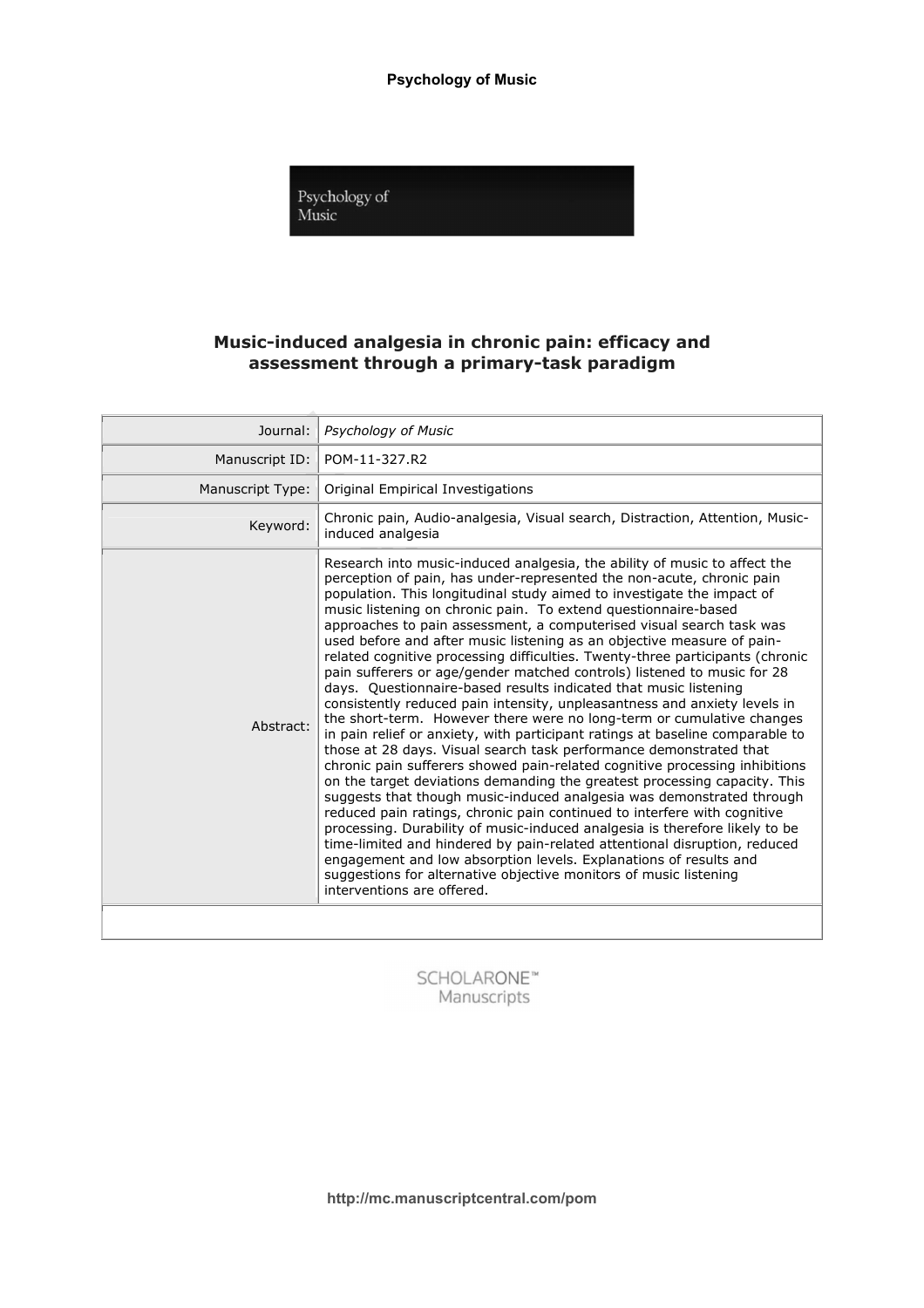Psychology of Music

# Music-induced analgesia in chronic pain: efficacy and assessment through a primary-task paradigm

| | |
|---|---|
| Journal: | *Psychology of Music* |
| Manuscript ID: | POM-11-327.R2 |
| Manuscript Type: | Original Empirical Investigations |
| Keyword: | Chronic pain, Audio-analgesia, Visual search, Distraction, Attention, Music-induced analgesia |
| Abstract: | Research into music-induced analgesia, the ability of music to affect the perception of pain, has under-represented the non-acute, chronic pain population. This longitudinal study aimed to investigate the impact of music listening on chronic pain. To extend questionnaire-based approaches to pain assessment, a computerised visual search task was used before and after music listening as an objective measure of pain-related cognitive processing difficulties. Twenty-three participants (chronic pain sufferers or age/gender matched controls) listened to music for 28 days. Questionnaire-based results indicated that music listening consistently reduced pain intensity, unpleasantness and anxiety levels in the short-term. However there were no long-term or cumulative changes in pain relief or anxiety, with participant ratings at baseline comparable to those at 28 days. Visual search task performance demonstrated that chronic pain sufferers showed pain-related cognitive processing inhibitions on the target deviations demanding the greatest processing capacity. This suggests that though music-induced analgesia was demonstrated through reduced pain ratings, chronic pain continued to interfere with cognitive processing. Durability of music-induced analgesia is therefore likely to be time-limited and hindered by pain-related attentional disruption, reduced engagement and low absorption levels. Explanations of results and suggestions for alternative objective monitors of music listening interventions are offered. |

SCHOLARONE™ Manuscripts

http://mc.manuscriptcentral.com/pom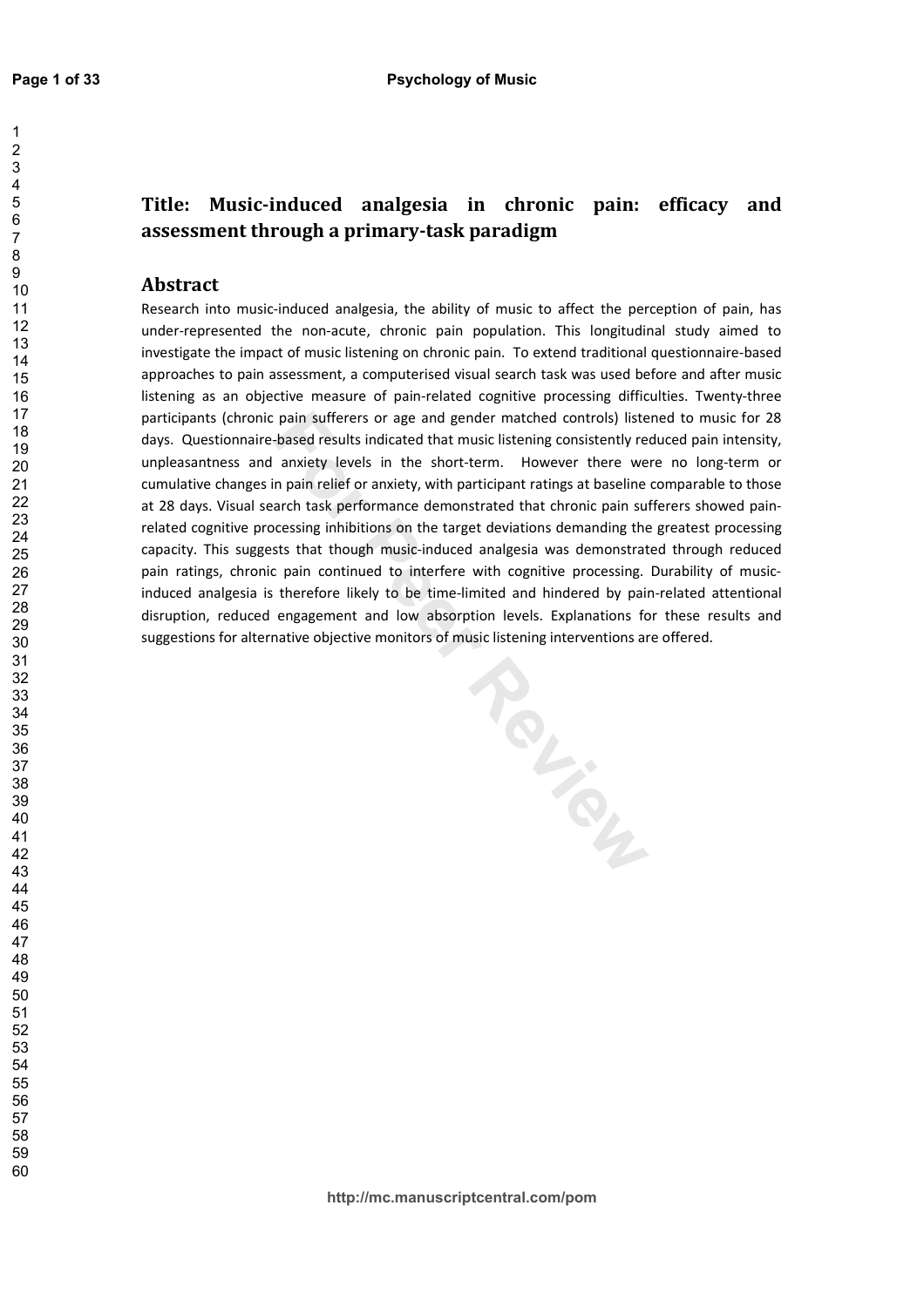# Title: Music-induced analgesia in chronic pain: efficacy and assessment through a primary-task paradigm

## Abstract

Research into music-induced analgesia, the ability of music to affect the perception of pain, has under-represented the non-acute, chronic pain population. This longitudinal study aimed to investigate the impact of music listening on chronic pain. To extend traditional questionnaire-based approaches to pain assessment, a computerised visual search task was used before and after music listening as an objective measure of pain-related cognitive processing difficulties. Twenty-three participants (chronic pain sufferers or age and gender matched controls) listened to music for 28 days. Questionnaire-based results indicated that music listening consistently reduced pain intensity, unpleasantness and anxiety levels in the short-term. However there were no long-term or cumulative changes in pain relief or anxiety, with participant ratings at baseline comparable to those at 28 days. Visual search task performance demonstrated that chronic pain sufferers showed pain-related cognitive processing inhibitions on the target deviations demanding the greatest processing capacity. This suggests that though music-induced analgesia was demonstrated through reduced pain ratings, chronic pain continued to interfere with cognitive processing. Durability of music-induced analgesia is therefore likely to be time-limited and hindered by pain-related attentional disruption, reduced engagement and low absorption levels. Explanations for these results and suggestions for alternative objective monitors of music listening interventions are offered.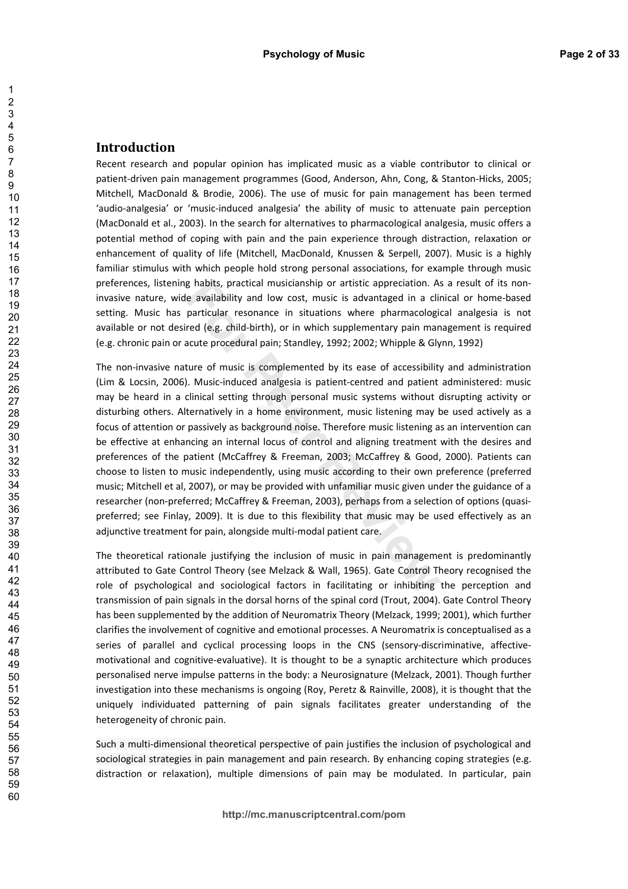## Introduction

Recent research and popular opinion has implicated music as a viable contributor to clinical or patient-driven pain management programmes (Good, Anderson, Ahn, Cong, & Stanton-Hicks, 2005; Mitchell, MacDonald & Brodie, 2006). The use of music for pain management has been termed 'audio-analgesia' or 'music-induced analgesia' the ability of music to attenuate pain perception (MacDonald et al., 2003). In the search for alternatives to pharmacological analgesia, music offers a potential method of coping with pain and the pain experience through distraction, relaxation or enhancement of quality of life (Mitchell, MacDonald, Knussen & Serpell, 2007). Music is a highly familiar stimulus with which people hold strong personal associations, for example through music preferences, listening habits, practical musicianship or artistic appreciation. As a result of its non-invasive nature, wide availability and low cost, music is advantaged in a clinical or home-based setting. Music has particular resonance in situations where pharmacological analgesia is not available or not desired (e.g. child-birth), or in which supplementary pain management is required (e.g. chronic pain or acute procedural pain; Standley, 1992; 2002; Whipple & Glynn, 1992)

The non-invasive nature of music is complemented by its ease of accessibility and administration (Lim & Locsin, 2006). Music-induced analgesia is patient-centred and patient administered: music may be heard in a clinical setting through personal music systems without disrupting activity or disturbing others. Alternatively in a home environment, music listening may be used actively as a focus of attention or passively as background noise. Therefore music listening as an intervention can be effective at enhancing an internal locus of control and aligning treatment with the desires and preferences of the patient (McCaffrey & Freeman, 2003; McCaffrey & Good, 2000). Patients can choose to listen to music independently, using music according to their own preference (preferred music; Mitchell et al, 2007), or may be provided with unfamiliar music given under the guidance of a researcher (non-preferred; McCaffrey & Freeman, 2003), perhaps from a selection of options (quasi-preferred; see Finlay, 2009). It is due to this flexibility that music may be used effectively as an adjunctive treatment for pain, alongside multi-modal patient care.

The theoretical rationale justifying the inclusion of music in pain management is predominantly attributed to Gate Control Theory (see Melzack & Wall, 1965). Gate Control Theory recognised the role of psychological and sociological factors in facilitating or inhibiting the perception and transmission of pain signals in the dorsal horns of the spinal cord (Trout, 2004). Gate Control Theory has been supplemented by the addition of Neuromatrix Theory (Melzack, 1999; 2001), which further clarifies the involvement of cognitive and emotional processes. A Neuromatrix is conceptualised as a series of parallel and cyclical processing loops in the CNS (sensory-discriminative, affective-motivational and cognitive-evaluative). It is thought to be a synaptic architecture which produces personalised nerve impulse patterns in the body: a Neurosignature (Melzack, 2001). Though further investigation into these mechanisms is ongoing (Roy, Peretz & Rainville, 2008), it is thought that the uniquely individuated patterning of pain signals facilitates greater understanding of the heterogeneity of chronic pain.

Such a multi-dimensional theoretical perspective of pain justifies the inclusion of psychological and sociological strategies in pain management and pain research. By enhancing coping strategies (e.g. distraction or relaxation), multiple dimensions of pain may be modulated. In particular, pain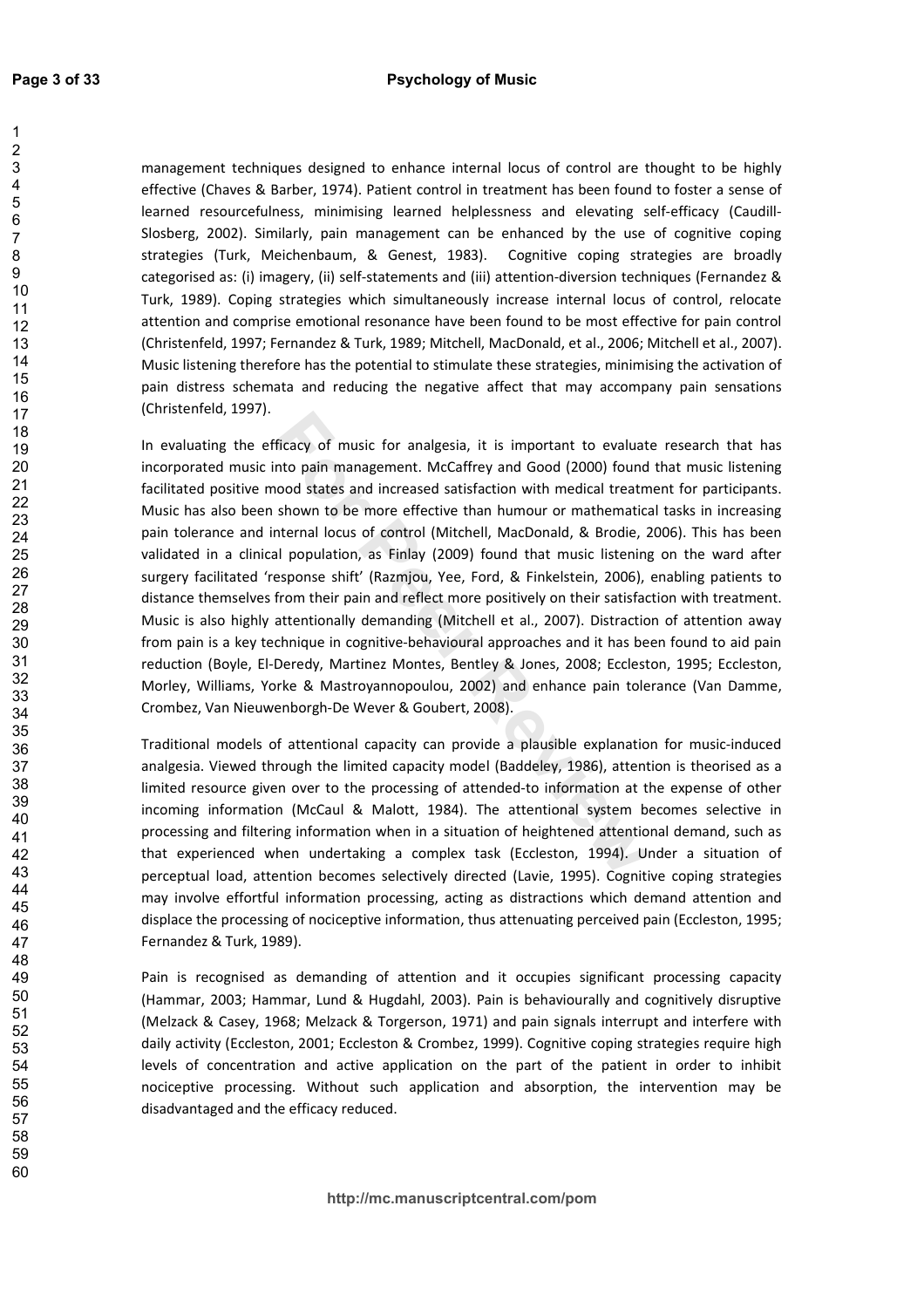management techniques designed to enhance internal locus of control are thought to be highly effective (Chaves & Barber, 1974). Patient control in treatment has been found to foster a sense of learned resourcefulness, minimising learned helplessness and elevating self-efficacy (Caudill-Slosberg, 2002). Similarly, pain management can be enhanced by the use of cognitive coping strategies (Turk, Meichenbaum, & Genest, 1983). Cognitive coping strategies are broadly categorised as: (i) imagery, (ii) self-statements and (iii) attention-diversion techniques (Fernandez & Turk, 1989). Coping strategies which simultaneously increase internal locus of control, relocate attention and comprise emotional resonance have been found to be most effective for pain control (Christenfeld, 1997; Fernandez & Turk, 1989; Mitchell, MacDonald, et al., 2006; Mitchell et al., 2007). Music listening therefore has the potential to stimulate these strategies, minimising the activation of pain distress schemata and reducing the negative affect that may accompany pain sensations (Christenfeld, 1997).

In evaluating the efficacy of music for analgesia, it is important to evaluate research that has incorporated music into pain management. McCaffrey and Good (2000) found that music listening facilitated positive mood states and increased satisfaction with medical treatment for participants. Music has also been shown to be more effective than humour or mathematical tasks in increasing pain tolerance and internal locus of control (Mitchell, MacDonald, & Brodie, 2006). This has been validated in a clinical population, as Finlay (2009) found that music listening on the ward after surgery facilitated 'response shift' (Razmjou, Yee, Ford, & Finkelstein, 2006), enabling patients to distance themselves from their pain and reflect more positively on their satisfaction with treatment. Music is also highly attentionally demanding (Mitchell et al., 2007). Distraction of attention away from pain is a key technique in cognitive-behavioural approaches and it has been found to aid pain reduction (Boyle, El-Deredy, Martinez Montes, Bentley & Jones, 2008; Eccleston, 1995; Eccleston, Morley, Williams, Yorke & Mastroyannopoulou, 2002) and enhance pain tolerance (Van Damme, Crombez, Van Nieuwenborgh-De Wever & Goubert, 2008).

Traditional models of attentional capacity can provide a plausible explanation for music-induced analgesia. Viewed through the limited capacity model (Baddeley, 1986), attention is theorised as a limited resource given over to the processing of attended-to information at the expense of other incoming information (McCaul & Malott, 1984). The attentional system becomes selective in processing and filtering information when in a situation of heightened attentional demand, such as that experienced when undertaking a complex task (Eccleston, 1994). Under a situation of perceptual load, attention becomes selectively directed (Lavie, 1995). Cognitive coping strategies may involve effortful information processing, acting as distractions which demand attention and displace the processing of nociceptive information, thus attenuating perceived pain (Eccleston, 1995; Fernandez & Turk, 1989).

Pain is recognised as demanding of attention and it occupies significant processing capacity (Hammar, 2003; Hammar, Lund & Hugdahl, 2003). Pain is behaviourally and cognitively disruptive (Melzack & Casey, 1968; Melzack & Torgerson, 1971) and pain signals interrupt and interfere with daily activity (Eccleston, 2001; Eccleston & Crombez, 1999). Cognitive coping strategies require high levels of concentration and active application on the part of the patient in order to inhibit nociceptive processing. Without such application and absorption, the intervention may be disadvantaged and the efficacy reduced.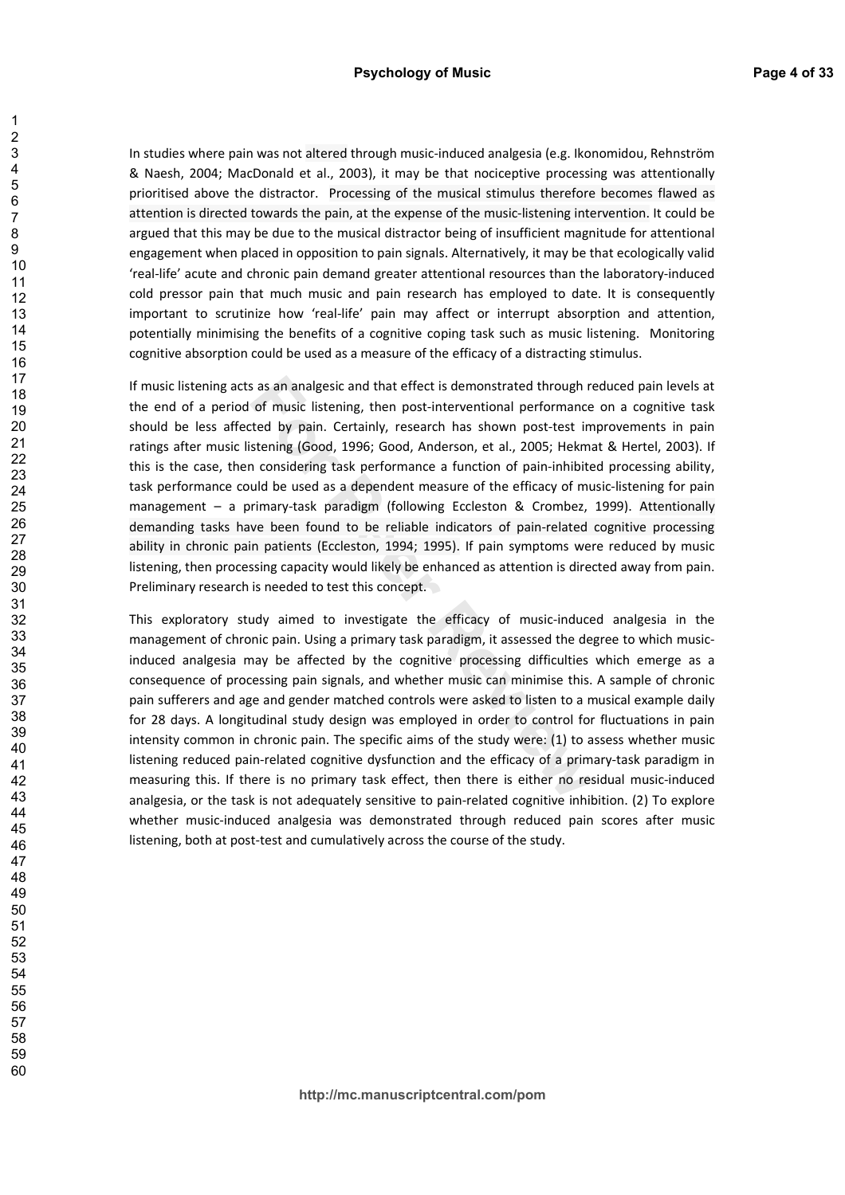In studies where pain was not altered through music-induced analgesia (e.g. Ikonomidou, Rehnström & Naesh, 2004; MacDonald et al., 2003), it may be that nociceptive processing was attentionally prioritised above the distractor. Processing of the musical stimulus therefore becomes flawed as attention is directed towards the pain, at the expense of the music-listening intervention. It could be argued that this may be due to the musical distractor being of insufficient magnitude for attentional engagement when placed in opposition to pain signals. Alternatively, it may be that ecologically valid 'real-life' acute and chronic pain demand greater attentional resources than the laboratory-induced cold pressor pain that much music and pain research has employed to date. It is consequently important to scrutinize how 'real-life' pain may affect or interrupt absorption and attention, potentially minimising the benefits of a cognitive coping task such as music listening. Monitoring cognitive absorption could be used as a measure of the efficacy of a distracting stimulus.

If music listening acts as an analgesic and that effect is demonstrated through reduced pain levels at the end of a period of music listening, then post-interventional performance on a cognitive task should be less affected by pain. Certainly, research has shown post-test improvements in pain ratings after music listening (Good, 1996; Good, Anderson, et al., 2005; Hekmat & Hertel, 2003). If this is the case, then considering task performance a function of pain-inhibited processing ability, task performance could be used as a dependent measure of the efficacy of music-listening for pain management – a primary-task paradigm (following Eccleston & Crombez, 1999). Attentionally demanding tasks have been found to be reliable indicators of pain-related cognitive processing ability in chronic pain patients (Eccleston, 1994; 1995). If pain symptoms were reduced by music listening, then processing capacity would likely be enhanced as attention is directed away from pain. Preliminary research is needed to test this concept.

This exploratory study aimed to investigate the efficacy of music-induced analgesia in the management of chronic pain. Using a primary task paradigm, it assessed the degree to which music-induced analgesia may be affected by the cognitive processing difficulties which emerge as a consequence of processing pain signals, and whether music can minimise this. A sample of chronic pain sufferers and age and gender matched controls were asked to listen to a musical example daily for 28 days. A longitudinal study design was employed in order to control for fluctuations in pain intensity common in chronic pain. The specific aims of the study were: (1) to assess whether music listening reduced pain-related cognitive dysfunction and the efficacy of a primary-task paradigm in measuring this. If there is no primary task effect, then there is either no residual music-induced analgesia, or the task is not adequately sensitive to pain-related cognitive inhibition. (2) To explore whether music-induced analgesia was demonstrated through reduced pain scores after music listening, both at post-test and cumulatively across the course of the study.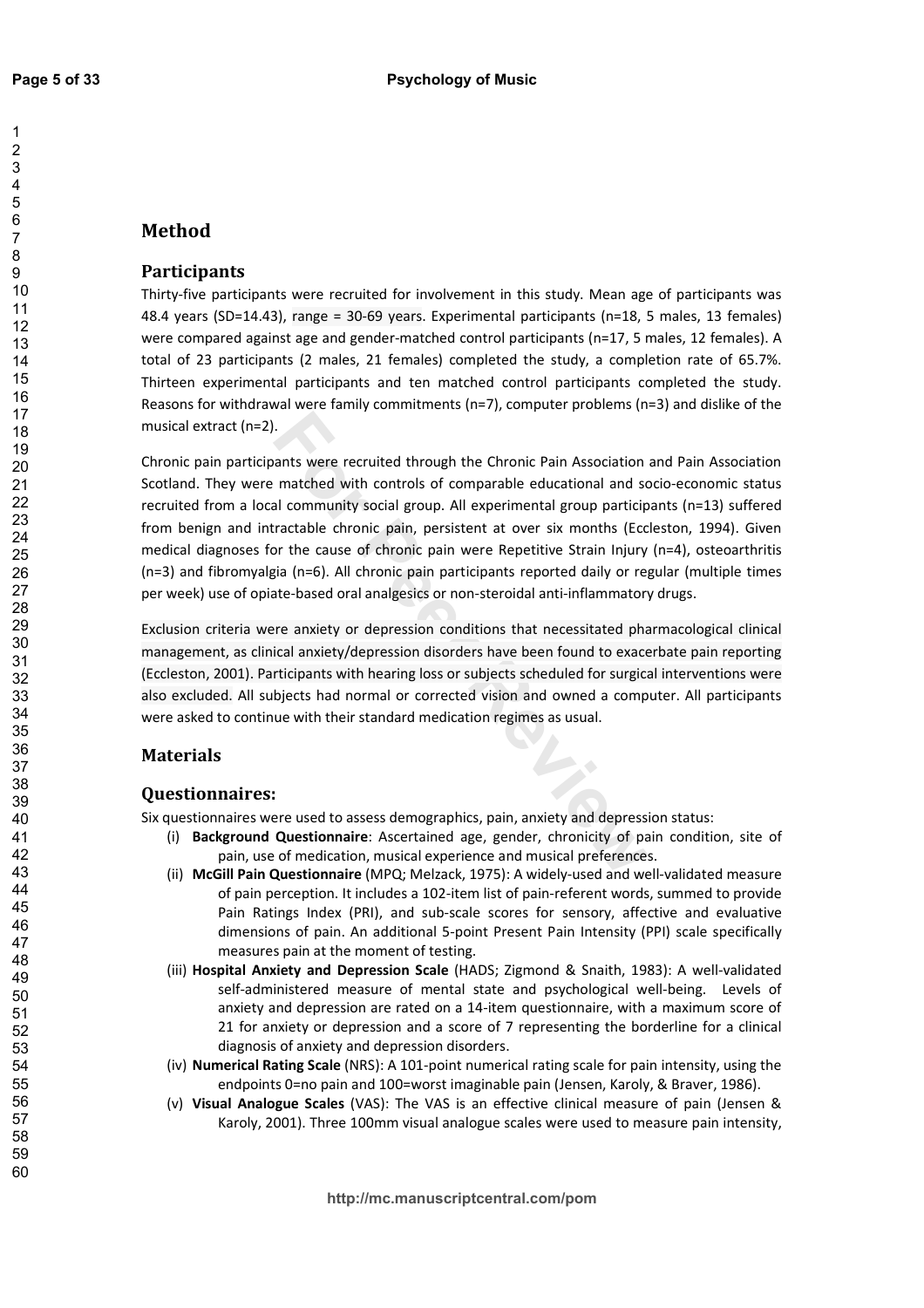# Method

## Participants

Thirty-five participants were recruited for involvement in this study. Mean age of participants was 48.4 years (SD=14.43), range = 30-69 years. Experimental participants (n=18, 5 males, 13 females) were compared against age and gender-matched control participants (n=17, 5 males, 12 females). A total of 23 participants (2 males, 21 females) completed the study, a completion rate of 65.7%. Thirteen experimental participants and ten matched control participants completed the study. Reasons for withdrawal were family commitments (n=7), computer problems (n=3) and dislike of the musical extract (n=2).

Chronic pain participants were recruited through the Chronic Pain Association and Pain Association Scotland. They were matched with controls of comparable educational and socio-economic status recruited from a local community social group. All experimental group participants (n=13) suffered from benign and intractable chronic pain, persistent at over six months (Eccleston, 1994). Given medical diagnoses for the cause of chronic pain were Repetitive Strain Injury (n=4), osteoarthritis (n=3) and fibromyalgia (n=6). All chronic pain participants reported daily or regular (multiple times per week) use of opiate-based oral analgesics or non-steroidal anti-inflammatory drugs.

Exclusion criteria were anxiety or depression conditions that necessitated pharmacological clinical management, as clinical anxiety/depression disorders have been found to exacerbate pain reporting (Eccleston, 2001). Participants with hearing loss or subjects scheduled for surgical interventions were also excluded. All subjects had normal or corrected vision and owned a computer. All participants were asked to continue with their standard medication regimes as usual.

## Materials

### Questionnaires:

Six questionnaires were used to assess demographics, pain, anxiety and depression status:

(i) **Background Questionnaire**: Ascertained age, gender, chronicity of pain condition, site of pain, use of medication, musical experience and musical preferences.

(ii) **McGill Pain Questionnaire** (MPQ; Melzack, 1975): A widely-used and well-validated measure of pain perception. It includes a 102-item list of pain-referent words, summed to provide Pain Ratings Index (PRI), and sub-scale scores for sensory, affective and evaluative dimensions of pain. An additional 5-point Present Pain Intensity (PPI) scale specifically measures pain at the moment of testing.

(iii) **Hospital Anxiety and Depression Scale** (HADS; Zigmond & Snaith, 1983): A well-validated self-administered measure of mental state and psychological well-being. Levels of anxiety and depression are rated on a 14-item questionnaire, with a maximum score of 21 for anxiety or depression and a score of 7 representing the borderline for a clinical diagnosis of anxiety and depression disorders.

(iv) **Numerical Rating Scale** (NRS): A 101-point numerical rating scale for pain intensity, using the endpoints 0=no pain and 100=worst imaginable pain (Jensen, Karoly, & Braver, 1986).

(v) **Visual Analogue Scales** (VAS): The VAS is an effective clinical measure of pain (Jensen & Karoly, 2001). Three 100mm visual analogue scales were used to measure pain intensity,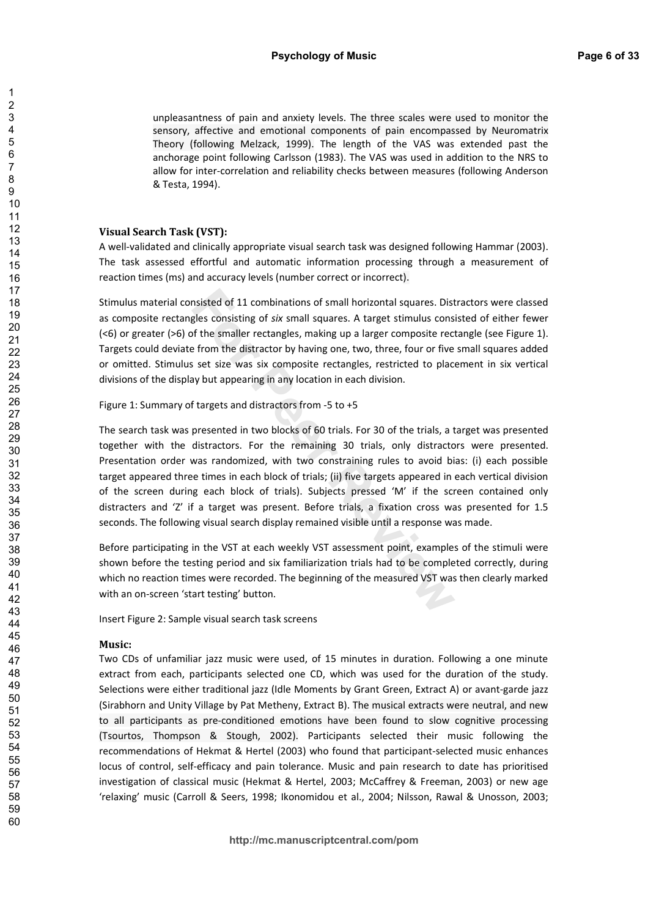unpleasantness of pain and anxiety levels. The three scales were used to monitor the sensory, affective and emotional components of pain encompassed by Neuromatrix Theory (following Melzack, 1999). The length of the VAS was extended past the anchorage point following Carlsson (1983). The VAS was used in addition to the NRS to allow for inter-correlation and reliability checks between measures (following Anderson & Testa, 1994).

**Visual Search Task (VST):**

A well-validated and clinically appropriate visual search task was designed following Hammar (2003). The task assessed effortful and automatic information processing through a measurement of reaction times (ms) and accuracy levels (number correct or incorrect).

Stimulus material consisted of 11 combinations of small horizontal squares. Distractors were classed as composite rectangles consisting of *six* small squares. A target stimulus consisted of either fewer (<6) or greater (>6) of the smaller rectangles, making up a larger composite rectangle (see Figure 1). Targets could deviate from the distractor by having one, two, three, four or five small squares added or omitted. Stimulus set size was six composite rectangles, restricted to placement in six vertical divisions of the display but appearing in any location in each division.

Figure 1: Summary of targets and distractors from -5 to +5

The search task was presented in two blocks of 60 trials. For 30 of the trials, a target was presented together with the distractors. For the remaining 30 trials, only distractors were presented. Presentation order was randomized, with two constraining rules to avoid bias: (i) each possible target appeared three times in each block of trials; (ii) five targets appeared in each vertical division of the screen during each block of trials). Subjects pressed 'M' if the screen contained only distracters and 'Z' if a target was present. Before trials, a fixation cross was presented for 1.5 seconds. The following visual search display remained visible until a response was made.

Before participating in the VST at each weekly VST assessment point, examples of the stimuli were shown before the testing period and six familiarization trials had to be completed correctly, during which no reaction times were recorded. The beginning of the measured VST was then clearly marked with an on-screen 'start testing' button.

Insert Figure 2: Sample visual search task screens

**Music:**

Two CDs of unfamiliar jazz music were used, of 15 minutes in duration. Following a one minute extract from each, participants selected one CD, which was used for the duration of the study. Selections were either traditional jazz (Idle Moments by Grant Green, Extract A) or avant-garde jazz (Sirabhorn and Unity Village by Pat Metheny, Extract B). The musical extracts were neutral, and new to all participants as pre-conditioned emotions have been found to slow cognitive processing (Tsourtos, Thompson & Stough, 2002). Participants selected their music following the recommendations of Hekmat & Hertel (2003) who found that participant-selected music enhances locus of control, self-efficacy and pain tolerance. Music and pain research to date has prioritised investigation of classical music (Hekmat & Hertel, 2003; McCaffrey & Freeman, 2003) or new age 'relaxing' music (Carroll & Seers, 1998; Ikonomidou et al., 2004; Nilsson, Rawal & Unosson, 2003;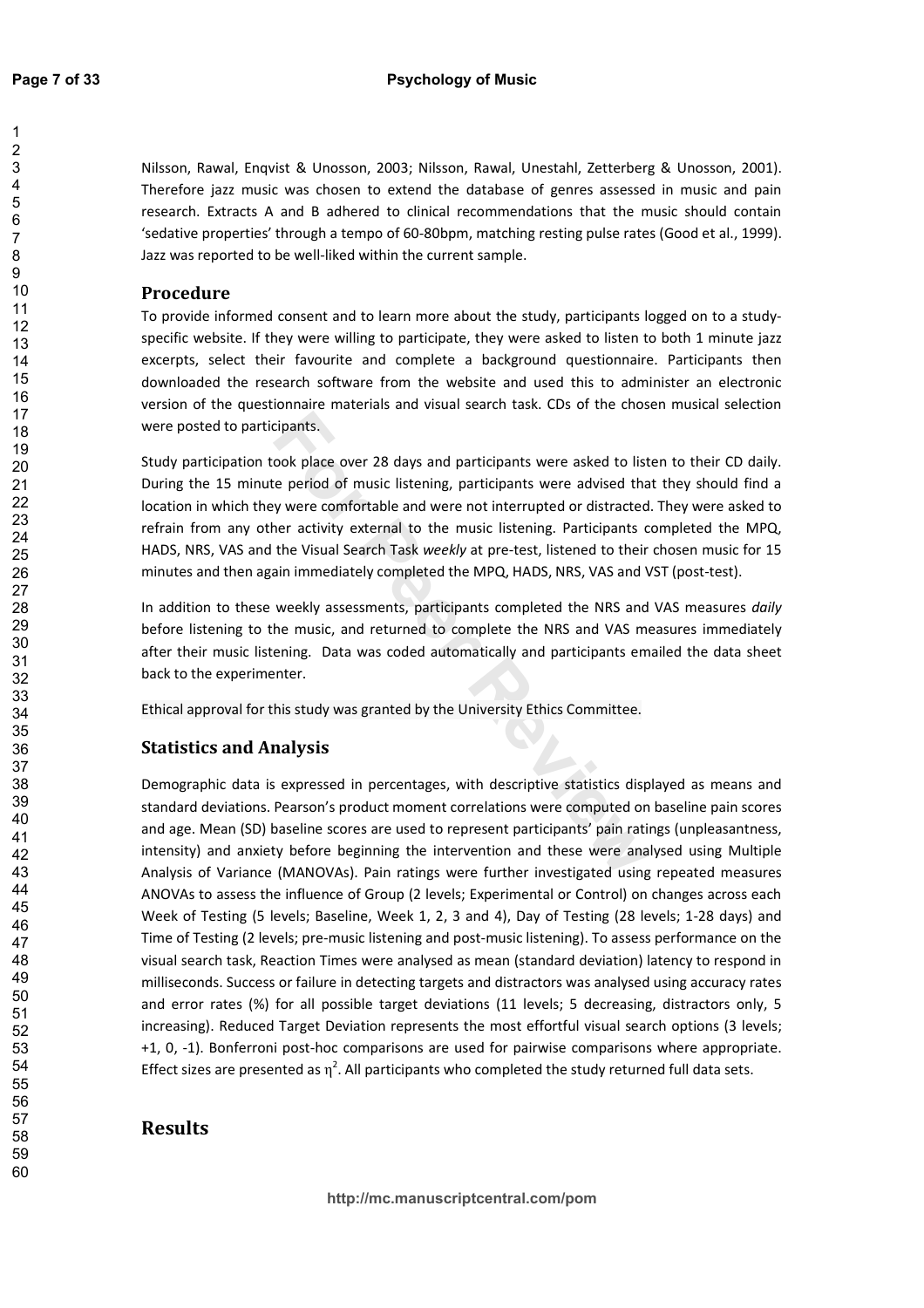Nilsson, Rawal, Enqvist & Unosson, 2003; Nilsson, Rawal, Unestahl, Zetterberg & Unosson, 2001). Therefore jazz music was chosen to extend the database of genres assessed in music and pain research. Extracts A and B adhered to clinical recommendations that the music should contain 'sedative properties' through a tempo of 60-80bpm, matching resting pulse rates (Good et al., 1999). Jazz was reported to be well-liked within the current sample.

## Procedure

To provide informed consent and to learn more about the study, participants logged on to a study-specific website. If they were willing to participate, they were asked to listen to both 1 minute jazz excerpts, select their favourite and complete a background questionnaire. Participants then downloaded the research software from the website and used this to administer an electronic version of the questionnaire materials and visual search task. CDs of the chosen musical selection were posted to participants.

Study participation took place over 28 days and participants were asked to listen to their CD daily. During the 15 minute period of music listening, participants were advised that they should find a location in which they were comfortable and were not interrupted or distracted. They were asked to refrain from any other activity external to the music listening. Participants completed the MPQ, HADS, NRS, VAS and the Visual Search Task *weekly* at pre-test, listened to their chosen music for 15 minutes and then again immediately completed the MPQ, HADS, NRS, VAS and VST (post-test).

In addition to these weekly assessments, participants completed the NRS and VAS measures *daily* before listening to the music, and returned to complete the NRS and VAS measures immediately after their music listening. Data was coded automatically and participants emailed the data sheet back to the experimenter.

Ethical approval for this study was granted by the University Ethics Committee.

## Statistics and Analysis

Demographic data is expressed in percentages, with descriptive statistics displayed as means and standard deviations. Pearson's product moment correlations were computed on baseline pain scores and age. Mean (SD) baseline scores are used to represent participants' pain ratings (unpleasantness, intensity) and anxiety before beginning the intervention and these were analysed using Multiple Analysis of Variance (MANOVAs). Pain ratings were further investigated using repeated measures ANOVAs to assess the influence of Group (2 levels; Experimental or Control) on changes across each Week of Testing (5 levels; Baseline, Week 1, 2, 3 and 4), Day of Testing (28 levels; 1-28 days) and Time of Testing (2 levels; pre-music listening and post-music listening). To assess performance on the visual search task, Reaction Times were analysed as mean (standard deviation) latency to respond in milliseconds. Success or failure in detecting targets and distractors was analysed using accuracy rates and error rates (%) for all possible target deviations (11 levels; 5 decreasing, distractors only, 5 increasing). Reduced Target Deviation represents the most effortful visual search options (3 levels; +1, 0, -1). Bonferroni post-hoc comparisons are used for pairwise comparisons where appropriate. Effect sizes are presented as $\eta^2$. All participants who completed the study returned full data sets.

# Results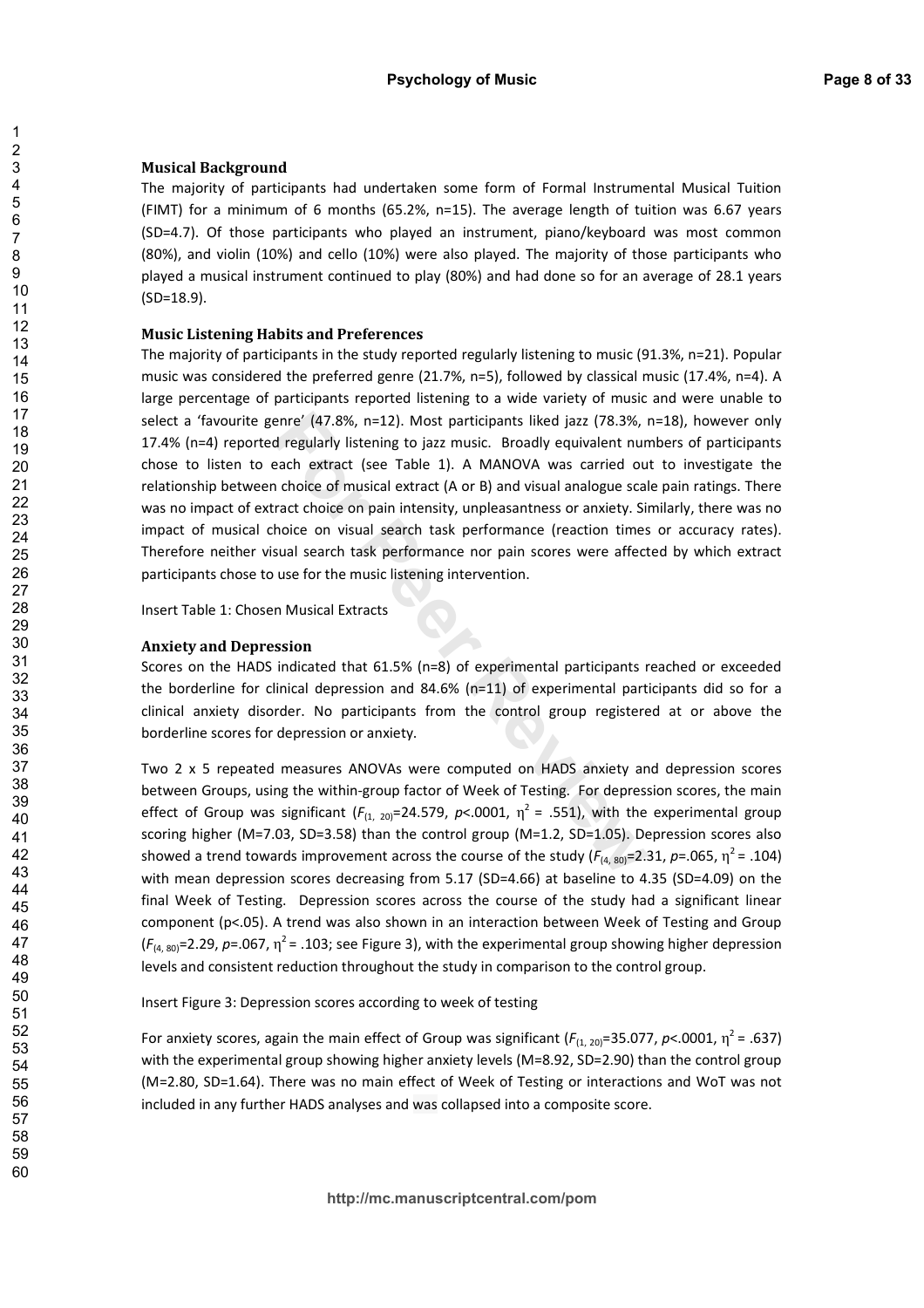### Musical Background

The majority of participants had undertaken some form of Formal Instrumental Musical Tuition (FIMT) for a minimum of 6 months (65.2%, n=15). The average length of tuition was 6.67 years (SD=4.7). Of those participants who played an instrument, piano/keyboard was most common (80%), and violin (10%) and cello (10%) were also played. The majority of those participants who played a musical instrument continued to play (80%) and had done so for an average of 28.1 years (SD=18.9).

### Music Listening Habits and Preferences

The majority of participants in the study reported regularly listening to music (91.3%, n=21). Popular music was considered the preferred genre (21.7%, n=5), followed by classical music (17.4%, n=4). A large percentage of participants reported listening to a wide variety of music and were unable to select a 'favourite genre' (47.8%, n=12). Most participants liked jazz (78.3%, n=18), however only 17.4% (n=4) reported regularly listening to jazz music. Broadly equivalent numbers of participants chose to listen to each extract (see Table 1). A MANOVA was carried out to investigate the relationship between choice of musical extract (A or B) and visual analogue scale pain ratings. There was no impact of extract choice on pain intensity, unpleasantness or anxiety. Similarly, there was no impact of musical choice on visual search task performance (reaction times or accuracy rates). Therefore neither visual search task performance nor pain scores were affected by which extract participants chose to use for the music listening intervention.

Insert Table 1: Chosen Musical Extracts

### Anxiety and Depression

Scores on the HADS indicated that 61.5% (n=8) of experimental participants reached or exceeded the borderline for clinical depression and 84.6% (n=11) of experimental participants did so for a clinical anxiety disorder. No participants from the control group registered at or above the borderline scores for depression or anxiety.

Two 2 x 5 repeated measures ANOVAs were computed on HADS anxiety and depression scores between Groups, using the within-group factor of Week of Testing. For depression scores, the main effect of Group was significant ($F_{(1,\ 20)}$=24.579, $p$<.0001, $\eta^2$ = .551), with the experimental group scoring higher (M=7.03, SD=3.58) than the control group (M=1.2, SD=1.05). Depression scores also showed a trend towards improvement across the course of the study ($F_{(4,\ 80)}$=2.31, $p$=.065, $\eta^2$ = .104) with mean depression scores decreasing from 5.17 (SD=4.66) at baseline to 4.35 (SD=4.09) on the final Week of Testing. Depression scores across the course of the study had a significant linear component (p<.05). A trend was also shown in an interaction between Week of Testing and Group ($F_{(4,\ 80)}$=2.29, $p$=.067, $\eta^2$ = .103; see Figure 3), with the experimental group showing higher depression levels and consistent reduction throughout the study in comparison to the control group.

Insert Figure 3: Depression scores according to week of testing

For anxiety scores, again the main effect of Group was significant ($F_{(1,\ 20)}$=35.077, $p$<.0001, $\eta^2$ = .637) with the experimental group showing higher anxiety levels (M=8.92, SD=2.90) than the control group (M=2.80, SD=1.64). There was no main effect of Week of Testing or interactions and WoT was not included in any further HADS analyses and was collapsed into a composite score.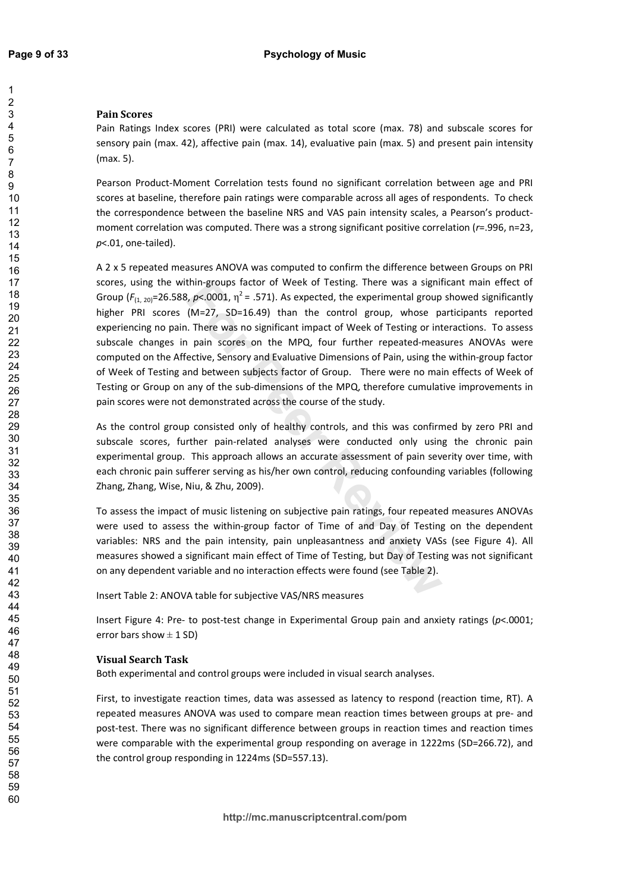### Pain Scores

Pain Ratings Index scores (PRI) were calculated as total score (max. 78) and subscale scores for sensory pain (max. 42), affective pain (max. 14), evaluative pain (max. 5) and present pain intensity (max. 5).

Pearson Product-Moment Correlation tests found no significant correlation between age and PRI scores at baseline, therefore pain ratings were comparable across all ages of respondents. To check the correspondence between the baseline NRS and VAS pain intensity scales, a Pearson's product-moment correlation was computed. There was a strong significant positive correlation ($r$=.996, n=23, $p$<.01, one-tailed).

A 2 x 5 repeated measures ANOVA was computed to confirm the difference between Groups on PRI scores, using the within-groups factor of Week of Testing. There was a significant main effect of Group ($F_{(1, 20)}$=26.588, $p$<.0001, $\eta^2$ = .571). As expected, the experimental group showed significantly higher PRI scores (M=27, SD=16.49) than the control group, whose participants reported experiencing no pain. There was no significant impact of Week of Testing or interactions. To assess subscale changes in pain scores on the MPQ, four further repeated-measures ANOVAs were computed on the Affective, Sensory and Evaluative Dimensions of Pain, using the within-group factor of Week of Testing and between subjects factor of Group. There were no main effects of Week of Testing or Group on any of the sub-dimensions of the MPQ, therefore cumulative improvements in pain scores were not demonstrated across the course of the study.

As the control group consisted only of healthy controls, and this was confirmed by zero PRI and subscale scores, further pain-related analyses were conducted only using the chronic pain experimental group. This approach allows an accurate assessment of pain severity over time, with each chronic pain sufferer serving as his/her own control, reducing confounding variables (following Zhang, Zhang, Wise, Niu, & Zhu, 2009).

To assess the impact of music listening on subjective pain ratings, four repeated measures ANOVAs were used to assess the within-group factor of Time of and Day of Testing on the dependent variables: NRS and the pain intensity, pain unpleasantness and anxiety VASs (see Figure 4). All measures showed a significant main effect of Time of Testing, but Day of Testing was not significant on any dependent variable and no interaction effects were found (see Table 2).

Insert Table 2: ANOVA table for subjective VAS/NRS measures

Insert Figure 4: Pre- to post-test change in Experimental Group pain and anxiety ratings ($p$<.0001; error bars show $\pm$ 1 SD)

### Visual Search Task

Both experimental and control groups were included in visual search analyses.

First, to investigate reaction times, data was assessed as latency to respond (reaction time, RT). A repeated measures ANOVA was used to compare mean reaction times between groups at pre- and post-test. There was no significant difference between groups in reaction times and reaction times were comparable with the experimental group responding on average in 1222ms (SD=266.72), and the control group responding in 1224ms (SD=557.13).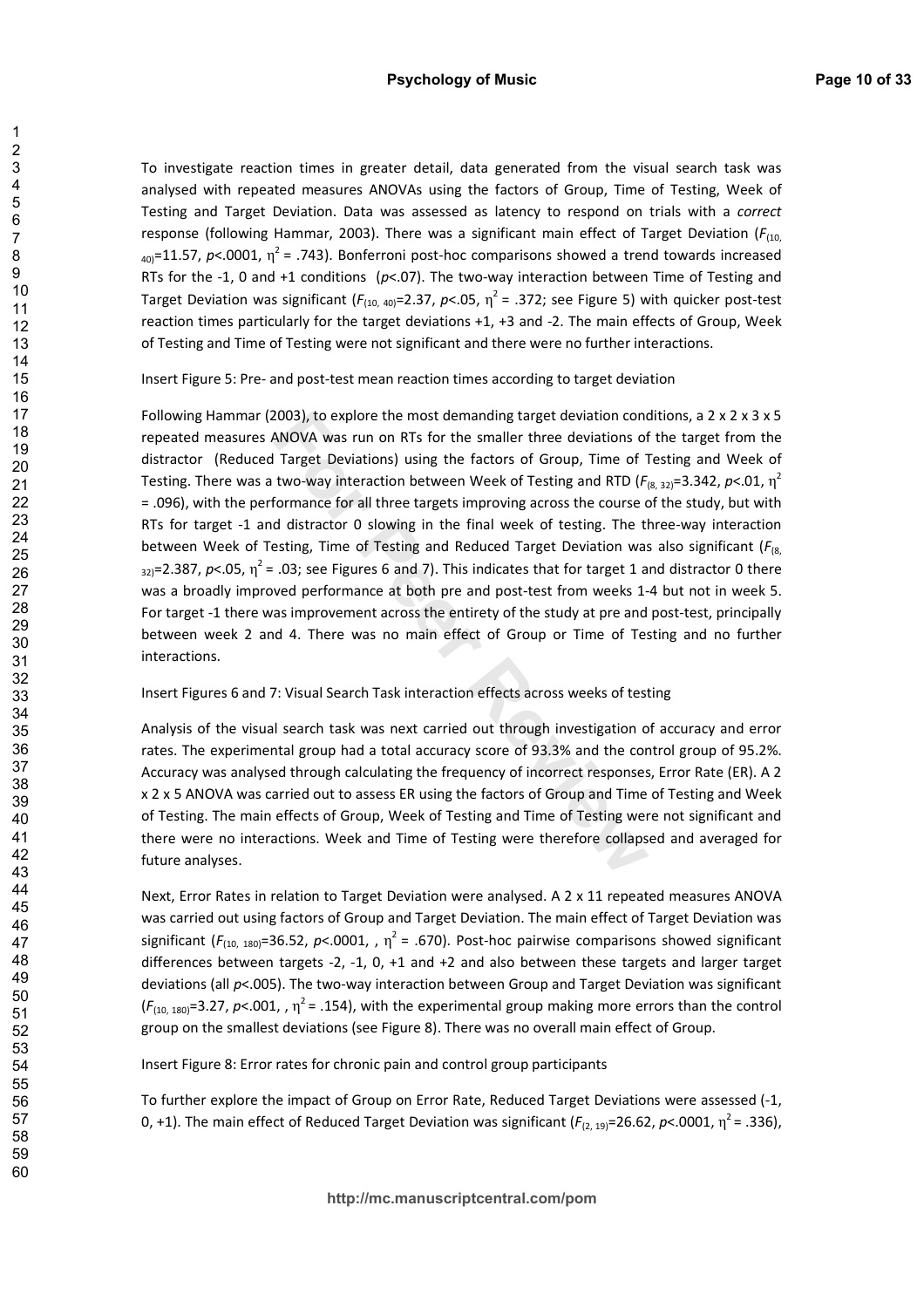To investigate reaction times in greater detail, data generated from the visual search task was analysed with repeated measures ANOVAs using the factors of Group, Time of Testing, Week of Testing and Target Deviation. Data was assessed as latency to respond on trials with a *correct* response (following Hammar, 2003). There was a significant main effect of Target Deviation ($F_{(10, 40)}$=11.57, $p$<.0001, $\eta^2$ = .743). Bonferroni post-hoc comparisons showed a trend towards increased RTs for the -1, 0 and +1 conditions ($p$<.07). The two-way interaction between Time of Testing and Target Deviation was significant ($F_{(10, 40)}$=2.37, $p$<.05, $\eta^2$ = .372; see Figure 5) with quicker post-test reaction times particularly for the target deviations +1, +3 and -2. The main effects of Group, Week of Testing and Time of Testing were not significant and there were no further interactions.

Insert Figure 5: Pre- and post-test mean reaction times according to target deviation

Following Hammar (2003), to explore the most demanding target deviation conditions, a 2 x 2 x 3 x 5 repeated measures ANOVA was run on RTs for the smaller three deviations of the target from the distractor (Reduced Target Deviations) using the factors of Group, Time of Testing and Week of Testing. There was a two-way interaction between Week of Testing and RTD ($F_{(8, 32)}$=3.342, $p$<.01, $\eta^2$ = .096), with the performance for all three targets improving across the course of the study, but with RTs for target -1 and distractor 0 slowing in the final week of testing. The three-way interaction between Week of Testing, Time of Testing and Reduced Target Deviation was also significant ($F_{(8, 32)}$=2.387, $p$<.05, $\eta^2$ = .03; see Figures 6 and 7). This indicates that for target 1 and distractor 0 there was a broadly improved performance at both pre and post-test from weeks 1-4 but not in week 5. For target -1 there was improvement across the entirety of the study at pre and post-test, principally between week 2 and 4. There was no main effect of Group or Time of Testing and no further interactions.

Insert Figures 6 and 7: Visual Search Task interaction effects across weeks of testing

Analysis of the visual search task was next carried out through investigation of accuracy and error rates. The experimental group had a total accuracy score of 93.3% and the control group of 95.2%. Accuracy was analysed through calculating the frequency of incorrect responses, Error Rate (ER). A 2 x 2 x 5 ANOVA was carried out to assess ER using the factors of Group and Time of Testing and Week of Testing. The main effects of Group, Week of Testing and Time of Testing were not significant and there were no interactions. Week and Time of Testing were therefore collapsed and averaged for future analyses.

Next, Error Rates in relation to Target Deviation were analysed. A 2 x 11 repeated measures ANOVA was carried out using factors of Group and Target Deviation. The main effect of Target Deviation was significant ($F_{(10, 180)}$=36.52, $p$<.0001, , $\eta^2$ = .670). Post-hoc pairwise comparisons showed significant differences between targets -2, -1, 0, +1 and +2 and also between these targets and larger target deviations (all $p$<.005). The two-way interaction between Group and Target Deviation was significant ($F_{(10, 180)}$=3.27, $p$<.001, , $\eta^2$ = .154), with the experimental group making more errors than the control group on the smallest deviations (see Figure 8). There was no overall main effect of Group.

Insert Figure 8: Error rates for chronic pain and control group participants

To further explore the impact of Group on Error Rate, Reduced Target Deviations were assessed (-1, 0, +1). The main effect of Reduced Target Deviation was significant ($F_{(2, 19)}$=26.62, $p$<.0001, $\eta^2$ = .336),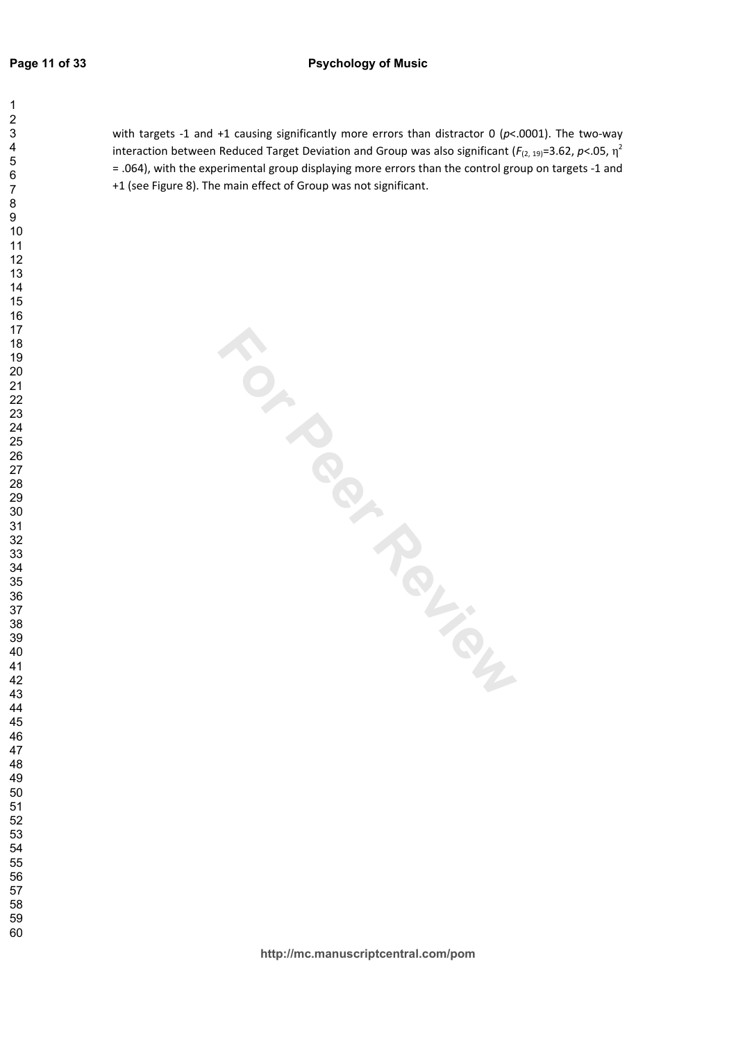with targets -1 and +1 causing significantly more errors than distractor 0 ($p<.0001$). The two-way interaction between Reduced Target Deviation and Group was also significant ($F_{(2, 19)}=3.62$, $p<.05$, $\eta^2 = .064$), with the experimental group displaying more errors than the control group on targets -1 and +1 (see Figure 8). The main effect of Group was not significant.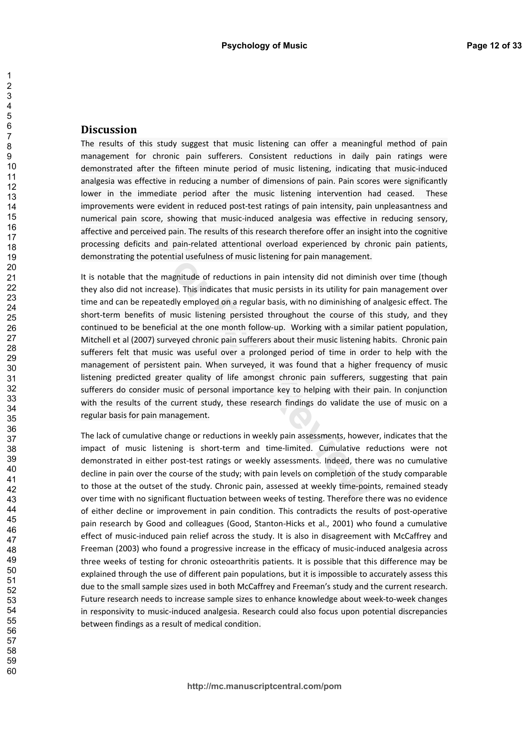## Discussion

The results of this study suggest that music listening can offer a meaningful method of pain management for chronic pain sufferers. Consistent reductions in daily pain ratings were demonstrated after the fifteen minute period of music listening, indicating that music-induced analgesia was effective in reducing a number of dimensions of pain. Pain scores were significantly lower in the immediate period after the music listening intervention had ceased. These improvements were evident in reduced post-test ratings of pain intensity, pain unpleasantness and numerical pain score, showing that music-induced analgesia was effective in reducing sensory, affective and perceived pain. The results of this research therefore offer an insight into the cognitive processing deficits and pain-related attentional overload experienced by chronic pain patients, demonstrating the potential usefulness of music listening for pain management.

It is notable that the magnitude of reductions in pain intensity did not diminish over time (though they also did not increase). This indicates that music persists in its utility for pain management over time and can be repeatedly employed on a regular basis, with no diminishing of analgesic effect. The short-term benefits of music listening persisted throughout the course of this study, and they continued to be beneficial at the one month follow-up. Working with a similar patient population, Mitchell et al (2007) surveyed chronic pain sufferers about their music listening habits. Chronic pain sufferers felt that music was useful over a prolonged period of time in order to help with the management of persistent pain. When surveyed, it was found that a higher frequency of music listening predicted greater quality of life amongst chronic pain sufferers, suggesting that pain sufferers do consider music of personal importance key to helping with their pain. In conjunction with the results of the current study, these research findings do validate the use of music on a regular basis for pain management.

The lack of cumulative change or reductions in weekly pain assessments, however, indicates that the impact of music listening is short-term and time-limited. Cumulative reductions were not demonstrated in either post-test ratings or weekly assessments. Indeed, there was no cumulative decline in pain over the course of the study; with pain levels on completion of the study comparable to those at the outset of the study. Chronic pain, assessed at weekly time-points, remained steady over time with no significant fluctuation between weeks of testing. Therefore there was no evidence of either decline or improvement in pain condition. This contradicts the results of post-operative pain research by Good and colleagues (Good, Stanton-Hicks et al., 2001) who found a cumulative effect of music-induced pain relief across the study. It is also in disagreement with McCaffrey and Freeman (2003) who found a progressive increase in the efficacy of music-induced analgesia across three weeks of testing for chronic osteoarthritis patients. It is possible that this difference may be explained through the use of different pain populations, but it is impossible to accurately assess this due to the small sample sizes used in both McCaffrey and Freeman's study and the current research. Future research needs to increase sample sizes to enhance knowledge about week-to-week changes in responsivity to music-induced analgesia. Research could also focus upon potential discrepancies between findings as a result of medical condition.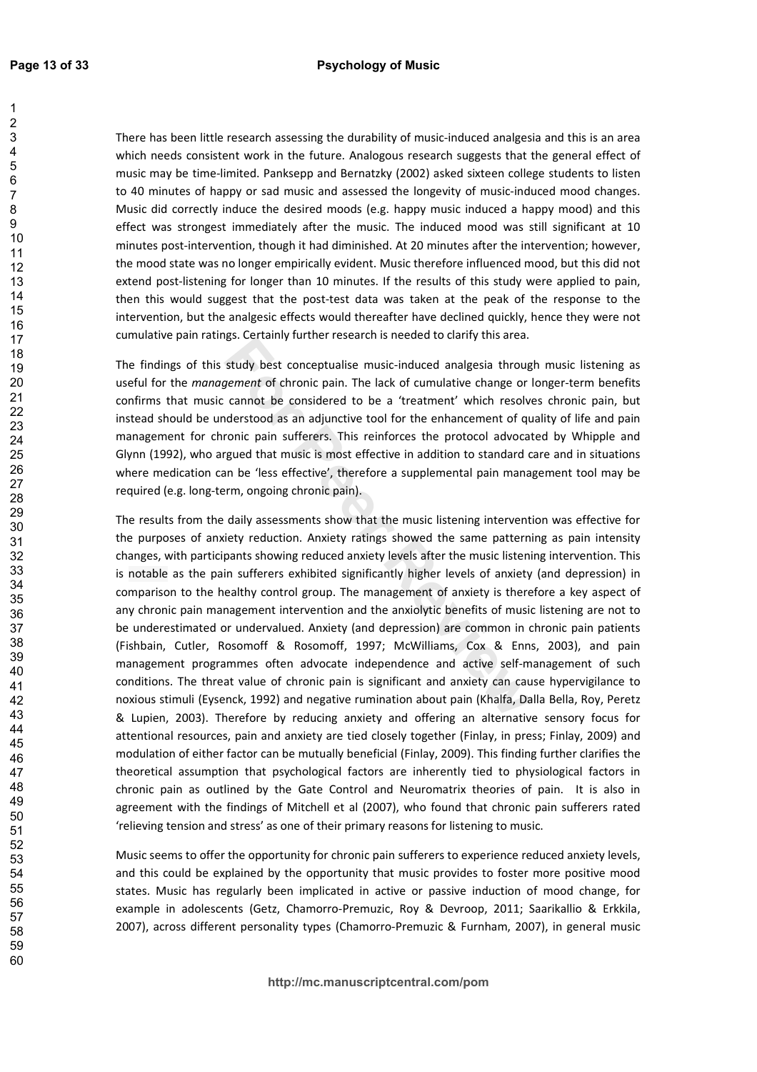There has been little research assessing the durability of music-induced analgesia and this is an area which needs consistent work in the future. Analogous research suggests that the general effect of music may be time-limited. Panksepp and Bernatzky (2002) asked sixteen college students to listen to 40 minutes of happy or sad music and assessed the longevity of music-induced mood changes. Music did correctly induce the desired moods (e.g. happy music induced a happy mood) and this effect was strongest immediately after the music. The induced mood was still significant at 10 minutes post-intervention, though it had diminished. At 20 minutes after the intervention; however, the mood state was no longer empirically evident. Music therefore influenced mood, but this did not extend post-listening for longer than 10 minutes. If the results of this study were applied to pain, then this would suggest that the post-test data was taken at the peak of the response to the intervention, but the analgesic effects would thereafter have declined quickly, hence they were not cumulative pain ratings. Certainly further research is needed to clarify this area.

The findings of this study best conceptualise music-induced analgesia through music listening as useful for the *management* of chronic pain. The lack of cumulative change or longer-term benefits confirms that music cannot be considered to be a 'treatment' which resolves chronic pain, but instead should be understood as an adjunctive tool for the enhancement of quality of life and pain management for chronic pain sufferers. This reinforces the protocol advocated by Whipple and Glynn (1992), who argued that music is most effective in addition to standard care and in situations where medication can be 'less effective', therefore a supplemental pain management tool may be required (e.g. long-term, ongoing chronic pain).

The results from the daily assessments show that the music listening intervention was effective for the purposes of anxiety reduction. Anxiety ratings showed the same patterning as pain intensity changes, with participants showing reduced anxiety levels after the music listening intervention. This is notable as the pain sufferers exhibited significantly higher levels of anxiety (and depression) in comparison to the healthy control group. The management of anxiety is therefore a key aspect of any chronic pain management intervention and the anxiolytic benefits of music listening are not to be underestimated or undervalued. Anxiety (and depression) are common in chronic pain patients (Fishbain, Cutler, Rosomoff & Rosomoff, 1997; McWilliams, Cox & Enns, 2003), and pain management programmes often advocate independence and active self-management of such conditions. The threat value of chronic pain is significant and anxiety can cause hypervigilance to noxious stimuli (Eysenck, 1992) and negative rumination about pain (Khalfa, Dalla Bella, Roy, Peretz & Lupien, 2003). Therefore by reducing anxiety and offering an alternative sensory focus for attentional resources, pain and anxiety are tied closely together (Finlay, in press; Finlay, 2009) and modulation of either factor can be mutually beneficial (Finlay, 2009). This finding further clarifies the theoretical assumption that psychological factors are inherently tied to physiological factors in chronic pain as outlined by the Gate Control and Neuromatrix theories of pain. It is also in agreement with the findings of Mitchell et al (2007), who found that chronic pain sufferers rated 'relieving tension and stress' as one of their primary reasons for listening to music.

Music seems to offer the opportunity for chronic pain sufferers to experience reduced anxiety levels, and this could be explained by the opportunity that music provides to foster more positive mood states. Music has regularly been implicated in active or passive induction of mood change, for example in adolescents (Getz, Chamorro-Premuzic, Roy & Devroop, 2011; Saarikallio & Erkkila, 2007), across different personality types (Chamorro-Premuzic & Furnham, 2007), in general music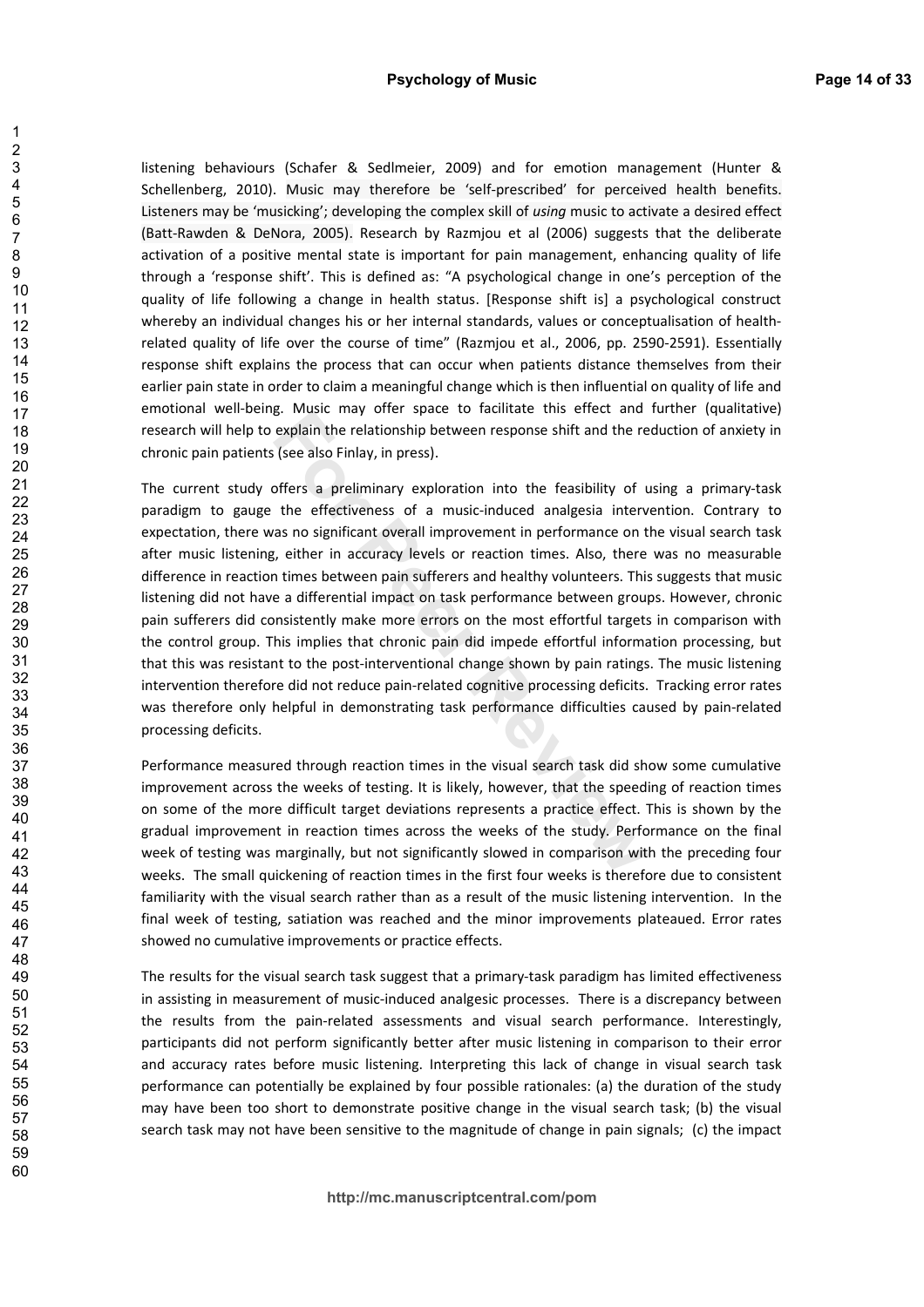listening behaviours (Schafer & Sedlmeier, 2009) and for emotion management (Hunter & Schellenberg, 2010). Music may therefore be 'self-prescribed' for perceived health benefits. Listeners may be 'musicking'; developing the complex skill of *using* music to activate a desired effect (Batt-Rawden & DeNora, 2005). Research by Razmjou et al (2006) suggests that the deliberate activation of a positive mental state is important for pain management, enhancing quality of life through a 'response shift'. This is defined as: "A psychological change in one's perception of the quality of life following a change in health status. [Response shift is] a psychological construct whereby an individual changes his or her internal standards, values or conceptualisation of health-related quality of life over the course of time" (Razmjou et al., 2006, pp. 2590-2591). Essentially response shift explains the process that can occur when patients distance themselves from their earlier pain state in order to claim a meaningful change which is then influential on quality of life and emotional well-being. Music may offer space to facilitate this effect and further (qualitative) research will help to explain the relationship between response shift and the reduction of anxiety in chronic pain patients (see also Finlay, in press).

The current study offers a preliminary exploration into the feasibility of using a primary-task paradigm to gauge the effectiveness of a music-induced analgesia intervention. Contrary to expectation, there was no significant overall improvement in performance on the visual search task after music listening, either in accuracy levels or reaction times. Also, there was no measurable difference in reaction times between pain sufferers and healthy volunteers. This suggests that music listening did not have a differential impact on task performance between groups. However, chronic pain sufferers did consistently make more errors on the most effortful targets in comparison with the control group. This implies that chronic pain did impede effortful information processing, but that this was resistant to the post-interventional change shown by pain ratings. The music listening intervention therefore did not reduce pain-related cognitive processing deficits. Tracking error rates was therefore only helpful in demonstrating task performance difficulties caused by pain-related processing deficits.

Performance measured through reaction times in the visual search task did show some cumulative improvement across the weeks of testing. It is likely, however, that the speeding of reaction times on some of the more difficult target deviations represents a practice effect. This is shown by the gradual improvement in reaction times across the weeks of the study. Performance on the final week of testing was marginally, but not significantly slowed in comparison with the preceding four weeks. The small quickening of reaction times in the first four weeks is therefore due to consistent familiarity with the visual search rather than as a result of the music listening intervention. In the final week of testing, satiation was reached and the minor improvements plateaued. Error rates showed no cumulative improvements or practice effects.

The results for the visual search task suggest that a primary-task paradigm has limited effectiveness in assisting in measurement of music-induced analgesic processes. There is a discrepancy between the results from the pain-related assessments and visual search performance. Interestingly, participants did not perform significantly better after music listening in comparison to their error and accuracy rates before music listening. Interpreting this lack of change in visual search task performance can potentially be explained by four possible rationales: (a) the duration of the study may have been too short to demonstrate positive change in the visual search task; (b) the visual search task may not have been sensitive to the magnitude of change in pain signals; (c) the impact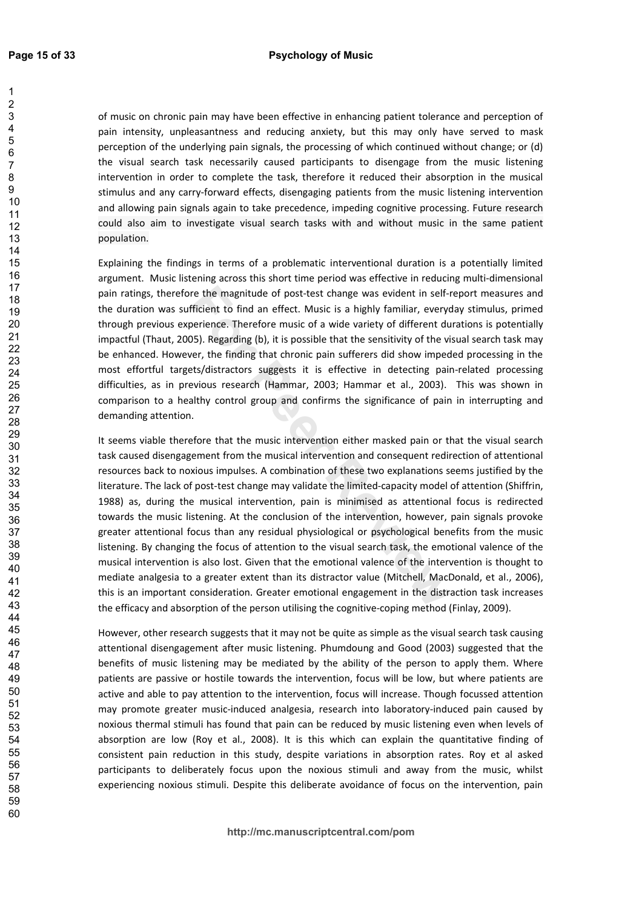of music on chronic pain may have been effective in enhancing patient tolerance and perception of pain intensity, unpleasantness and reducing anxiety, but this may only have served to mask perception of the underlying pain signals, the processing of which continued without change; or (d) the visual search task necessarily caused participants to disengage from the music listening intervention in order to complete the task, therefore it reduced their absorption in the musical stimulus and any carry-forward effects, disengaging patients from the music listening intervention and allowing pain signals again to take precedence, impeding cognitive processing. Future research could also aim to investigate visual search tasks with and without music in the same patient population.

Explaining the findings in terms of a problematic interventional duration is a potentially limited argument. Music listening across this short time period was effective in reducing multi-dimensional pain ratings, therefore the magnitude of post-test change was evident in self-report measures and the duration was sufficient to find an effect. Music is a highly familiar, everyday stimulus, primed through previous experience. Therefore music of a wide variety of different durations is potentially impactful (Thaut, 2005). Regarding (b), it is possible that the sensitivity of the visual search task may be enhanced. However, the finding that chronic pain sufferers did show impeded processing in the most effortful targets/distractors suggests it is effective in detecting pain-related processing difficulties, as in previous research (Hammar, 2003; Hammar et al., 2003). This was shown in comparison to a healthy control group and confirms the significance of pain in interrupting and demanding attention.

It seems viable therefore that the music intervention either masked pain or that the visual search task caused disengagement from the musical intervention and consequent redirection of attentional resources back to noxious impulses. A combination of these two explanations seems justified by the literature. The lack of post-test change may validate the limited-capacity model of attention (Shiffrin, 1988) as, during the musical intervention, pain is minimised as attentional focus is redirected towards the music listening. At the conclusion of the intervention, however, pain signals provoke greater attentional focus than any residual physiological or psychological benefits from the music listening. By changing the focus of attention to the visual search task, the emotional valence of the musical intervention is also lost. Given that the emotional valence of the intervention is thought to mediate analgesia to a greater extent than its distractor value (Mitchell, MacDonald, et al., 2006), this is an important consideration. Greater emotional engagement in the distraction task increases the efficacy and absorption of the person utilising the cognitive-coping method (Finlay, 2009).

However, other research suggests that it may not be quite as simple as the visual search task causing attentional disengagement after music listening. Phumdoung and Good (2003) suggested that the benefits of music listening may be mediated by the ability of the person to apply them. Where patients are passive or hostile towards the intervention, focus will be low, but where patients are active and able to pay attention to the intervention, focus will increase. Though focussed attention may promote greater music-induced analgesia, research into laboratory-induced pain caused by noxious thermal stimuli has found that pain can be reduced by music listening even when levels of absorption are low (Roy et al., 2008). It is this which can explain the quantitative finding of consistent pain reduction in this study, despite variations in absorption rates. Roy et al asked participants to deliberately focus upon the noxious stimuli and away from the music, whilst experiencing noxious stimuli. Despite this deliberate avoidance of focus on the intervention, pain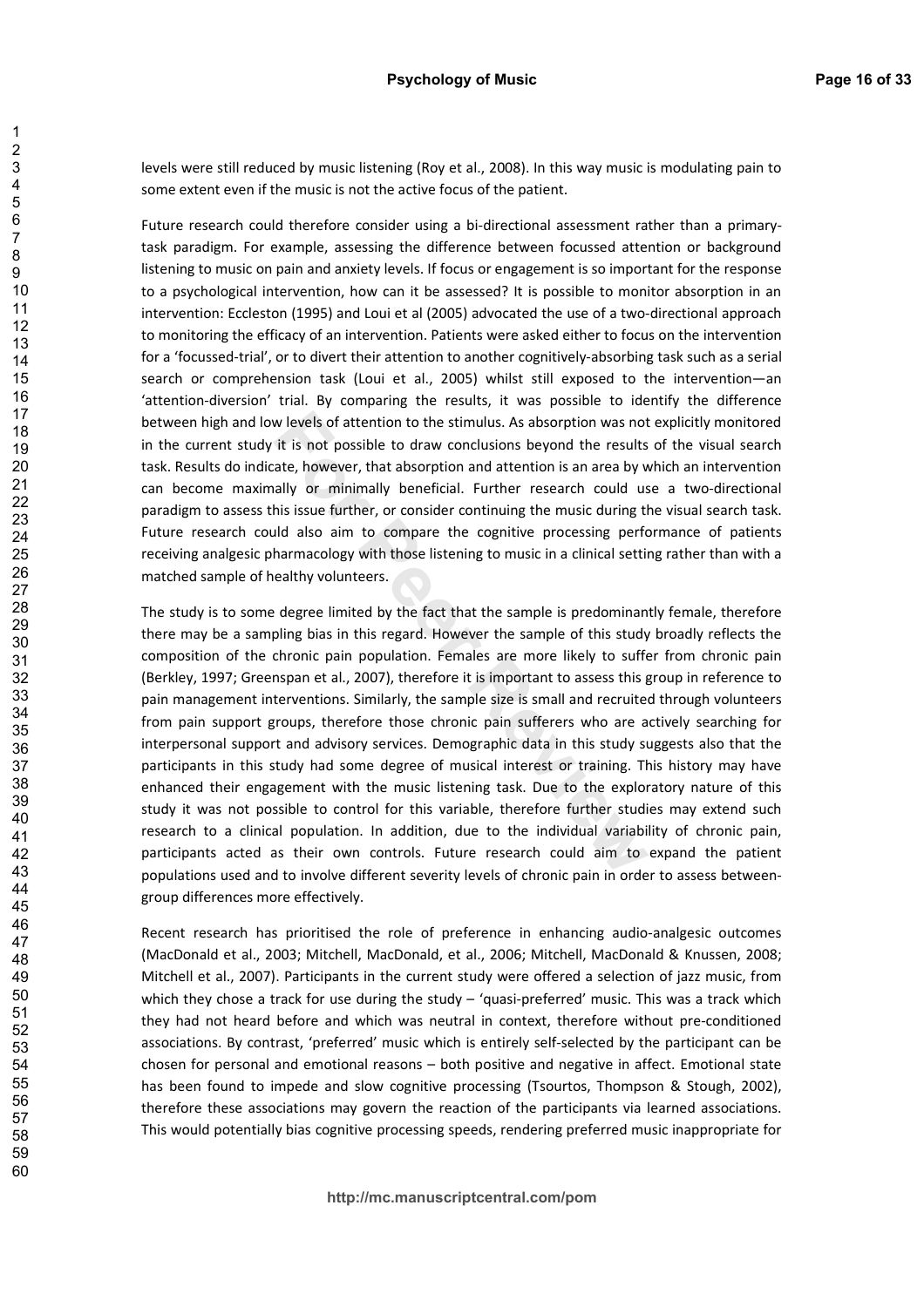levels were still reduced by music listening (Roy et al., 2008). In this way music is modulating pain to some extent even if the music is not the active focus of the patient.

Future research could therefore consider using a bi-directional assessment rather than a primary-task paradigm. For example, assessing the difference between focussed attention or background listening to music on pain and anxiety levels. If focus or engagement is so important for the response to a psychological intervention, how can it be assessed? It is possible to monitor absorption in an intervention: Eccleston (1995) and Loui et al (2005) advocated the use of a two-directional approach to monitoring the efficacy of an intervention. Patients were asked either to focus on the intervention for a 'focussed-trial', or to divert their attention to another cognitively-absorbing task such as a serial search or comprehension task (Loui et al., 2005) whilst still exposed to the intervention—an 'attention-diversion' trial. By comparing the results, it was possible to identify the difference between high and low levels of attention to the stimulus. As absorption was not explicitly monitored in the current study it is not possible to draw conclusions beyond the results of the visual search task. Results do indicate, however, that absorption and attention is an area by which an intervention can become maximally or minimally beneficial. Further research could use a two-directional paradigm to assess this issue further, or consider continuing the music during the visual search task. Future research could also aim to compare the cognitive processing performance of patients receiving analgesic pharmacology with those listening to music in a clinical setting rather than with a matched sample of healthy volunteers.

The study is to some degree limited by the fact that the sample is predominantly female, therefore there may be a sampling bias in this regard. However the sample of this study broadly reflects the composition of the chronic pain population. Females are more likely to suffer from chronic pain (Berkley, 1997; Greenspan et al., 2007), therefore it is important to assess this group in reference to pain management interventions. Similarly, the sample size is small and recruited through volunteers from pain support groups, therefore those chronic pain sufferers who are actively searching for interpersonal support and advisory services. Demographic data in this study suggests also that the participants in this study had some degree of musical interest or training. This history may have enhanced their engagement with the music listening task. Due to the exploratory nature of this study it was not possible to control for this variable, therefore further studies may extend such research to a clinical population. In addition, due to the individual variability of chronic pain, participants acted as their own controls. Future research could aim to expand the patient populations used and to involve different severity levels of chronic pain in order to assess between-group differences more effectively.

Recent research has prioritised the role of preference in enhancing audio-analgesic outcomes (MacDonald et al., 2003; Mitchell, MacDonald, et al., 2006; Mitchell, MacDonald & Knussen, 2008; Mitchell et al., 2007). Participants in the current study were offered a selection of jazz music, from which they chose a track for use during the study – 'quasi-preferred' music. This was a track which they had not heard before and which was neutral in context, therefore without pre-conditioned associations. By contrast, 'preferred' music which is entirely self-selected by the participant can be chosen for personal and emotional reasons – both positive and negative in affect. Emotional state has been found to impede and slow cognitive processing (Tsourtos, Thompson & Stough, 2002), therefore these associations may govern the reaction of the participants via learned associations. This would potentially bias cognitive processing speeds, rendering preferred music inappropriate for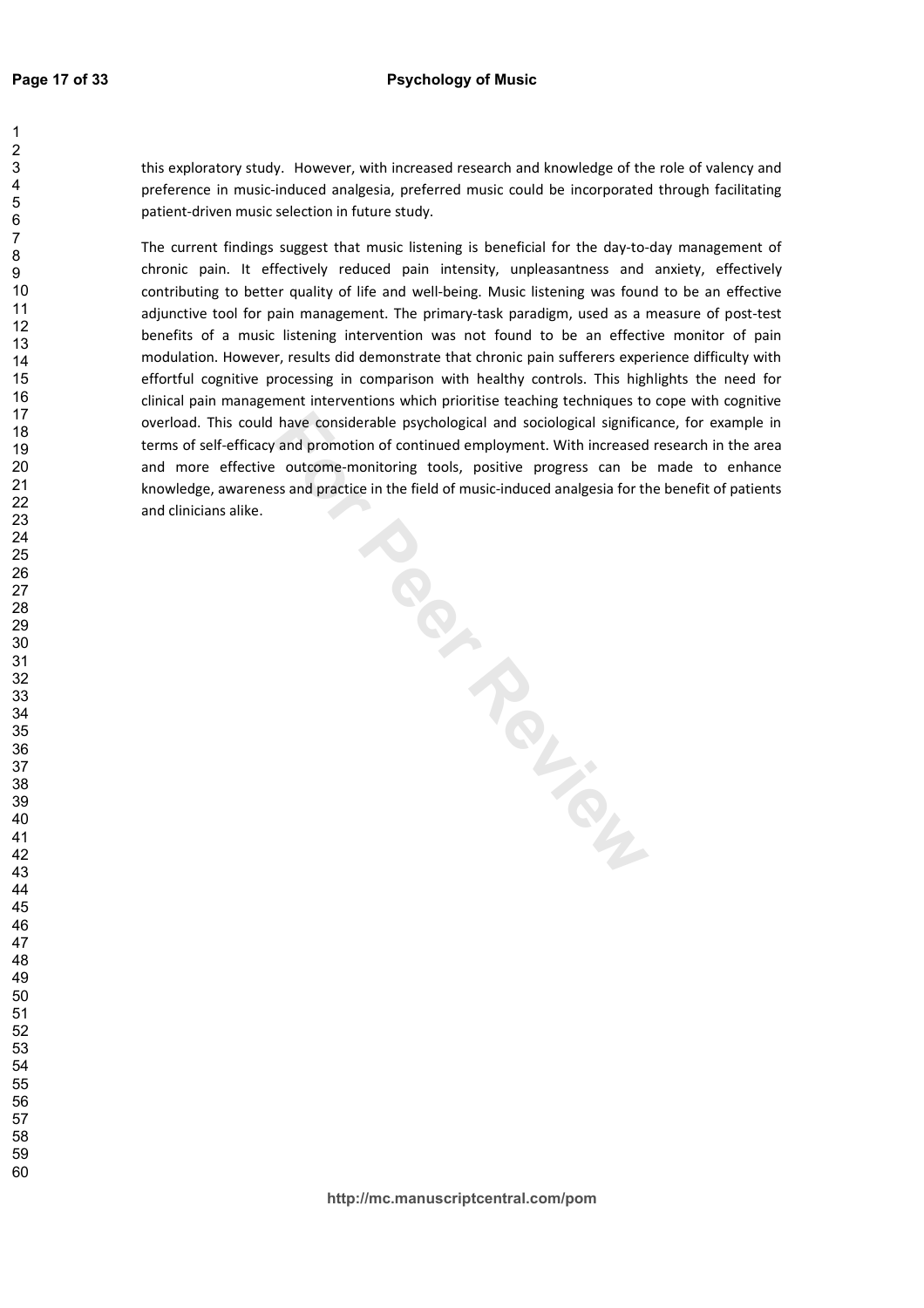this exploratory study. However, with increased research and knowledge of the role of valency and preference in music-induced analgesia, preferred music could be incorporated through facilitating patient-driven music selection in future study.

The current findings suggest that music listening is beneficial for the day-to-day management of chronic pain. It effectively reduced pain intensity, unpleasantness and anxiety, effectively contributing to better quality of life and well-being. Music listening was found to be an effective adjunctive tool for pain management. The primary-task paradigm, used as a measure of post-test benefits of a music listening intervention was not found to be an effective monitor of pain modulation. However, results did demonstrate that chronic pain sufferers experience difficulty with effortful cognitive processing in comparison with healthy controls. This highlights the need for clinical pain management interventions which prioritise teaching techniques to cope with cognitive overload. This could have considerable psychological and sociological significance, for example in terms of self-efficacy and promotion of continued employment. With increased research in the area and more effective outcome-monitoring tools, positive progress can be made to enhance knowledge, awareness and practice in the field of music-induced analgesia for the benefit of patients and clinicians alike.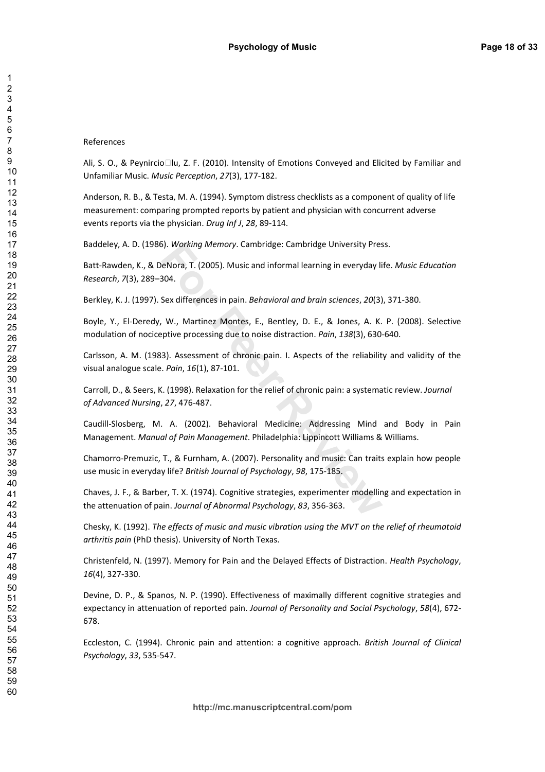References

Ali, S. O., & Peynircio�lu, Z. F. (2010). Intensity of Emotions Conveyed and Elicited by Familiar and Unfamiliar Music. *Music Perception*, *27*(3), 177-182.

Anderson, R. B., & Testa, M. A. (1994). Symptom distress checklists as a component of quality of life measurement: comparing prompted reports by patient and physician with concurrent adverse events reports via the physician. *Drug Inf J*, *28*, 89-114.

Baddeley, A. D. (1986). *Working Memory*. Cambridge: Cambridge University Press.

Batt-Rawden, K., & DeNora, T. (2005). Music and informal learning in everyday life. *Music Education Research*, *7*(3), 289–304.

Berkley, K. J. (1997). Sex differences in pain. *Behavioral and brain sciences*, *20*(3), 371-380.

Boyle, Y., El-Deredy, W., Martinez Montes, E., Bentley, D. E., & Jones, A. K. P. (2008). Selective modulation of nociceptive processing due to noise distraction. *Pain*, *138*(3), 630-640.

Carlsson, A. M. (1983). Assessment of chronic pain. I. Aspects of the reliability and validity of the visual analogue scale. *Pain*, *16*(1), 87-101.

Carroll, D., & Seers, K. (1998). Relaxation for the relief of chronic pain: a systematic review. *Journal of Advanced Nursing*, *27*, 476-487.

Caudill-Slosberg, M. A. (2002). Behavioral Medicine: Addressing Mind and Body in Pain Management. *Manual of Pain Management*. Philadelphia: Lippincott Williams & Williams.

Chamorro-Premuzic, T., & Furnham, A. (2007). Personality and music: Can traits explain how people use music in everyday life? *British Journal of Psychology*, *98*, 175-185.

Chaves, J. F., & Barber, T. X. (1974). Cognitive strategies, experimenter modelling and expectation in the attenuation of pain. *Journal of Abnormal Psychology*, *83*, 356-363.

Chesky, K. (1992). *The effects of music and music vibration using the MVT on the relief of rheumatoid arthritis pain* (PhD thesis). University of North Texas.

Christenfeld, N. (1997). Memory for Pain and the Delayed Effects of Distraction. *Health Psychology*, *16*(4), 327-330.

Devine, D. P., & Spanos, N. P. (1990). Effectiveness of maximally different cognitive strategies and expectancy in attenuation of reported pain. *Journal of Personality and Social Psychology*, *58*(4), 672-678.

Eccleston, C. (1994). Chronic pain and attention: a cognitive approach. *British Journal of Clinical Psychology*, *33*, 535-547.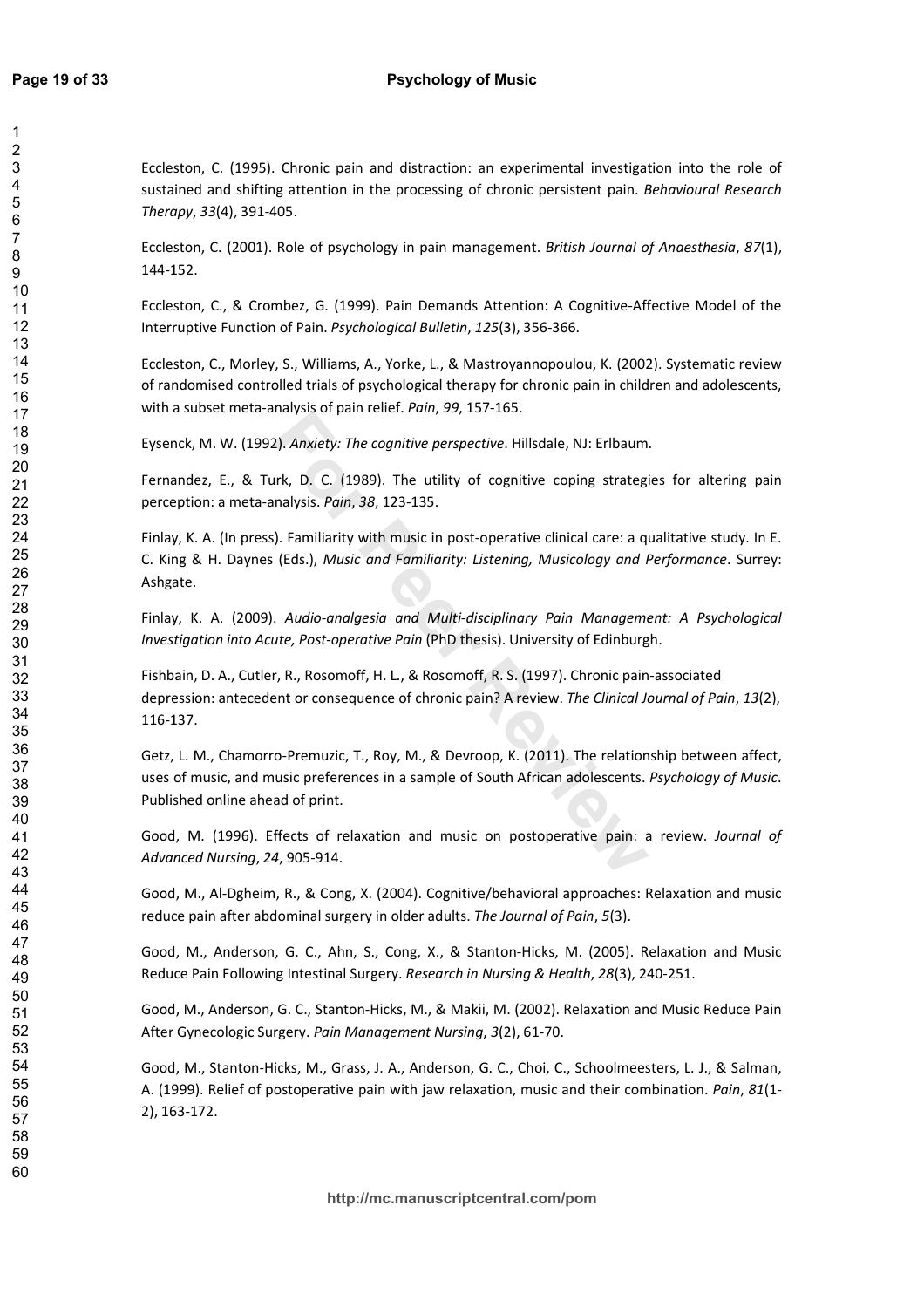Eccleston, C. (1995). Chronic pain and distraction: an experimental investigation into the role of sustained and shifting attention in the processing of chronic persistent pain. *Behavioural Research Therapy*, *33*(4), 391-405.

Eccleston, C. (2001). Role of psychology in pain management. *British Journal of Anaesthesia*, *87*(1), 144-152.

Eccleston, C., & Crombez, G. (1999). Pain Demands Attention: A Cognitive-Affective Model of the Interruptive Function of Pain. *Psychological Bulletin*, *125*(3), 356-366.

Eccleston, C., Morley, S., Williams, A., Yorke, L., & Mastroyannopoulou, K. (2002). Systematic review of randomised controlled trials of psychological therapy for chronic pain in children and adolescents, with a subset meta-analysis of pain relief. *Pain*, *99*, 157-165.

Eysenck, M. W. (1992). *Anxiety: The cognitive perspective*. Hillsdale, NJ: Erlbaum.

Fernandez, E., & Turk, D. C. (1989). The utility of cognitive coping strategies for altering pain perception: a meta-analysis. *Pain*, *38*, 123-135.

Finlay, K. A. (In press). Familiarity with music in post-operative clinical care: a qualitative study. In E. C. King & H. Daynes (Eds.), *Music and Familiarity: Listening, Musicology and Performance*. Surrey: Ashgate.

Finlay, K. A. (2009). *Audio-analgesia and Multi-disciplinary Pain Management: A Psychological Investigation into Acute, Post-operative Pain* (PhD thesis). University of Edinburgh.

Fishbain, D. A., Cutler, R., Rosomoff, H. L., & Rosomoff, R. S. (1997). Chronic pain-associated depression: antecedent or consequence of chronic pain? A review. *The Clinical Journal of Pain*, *13*(2), 116-137.

Getz, L. M., Chamorro-Premuzic, T., Roy, M., & Devroop, K. (2011). The relationship between affect, uses of music, and music preferences in a sample of South African adolescents. *Psychology of Music*. Published online ahead of print.

Good, M. (1996). Effects of relaxation and music on postoperative pain: a review. *Journal of Advanced Nursing*, *24*, 905-914.

Good, M., Al-Dgheim, R., & Cong, X. (2004). Cognitive/behavioral approaches: Relaxation and music reduce pain after abdominal surgery in older adults. *The Journal of Pain*, *5*(3).

Good, M., Anderson, G. C., Ahn, S., Cong, X., & Stanton-Hicks, M. (2005). Relaxation and Music Reduce Pain Following Intestinal Surgery. *Research in Nursing & Health*, *28*(3), 240-251.

Good, M., Anderson, G. C., Stanton-Hicks, M., & Makii, M. (2002). Relaxation and Music Reduce Pain After Gynecologic Surgery. *Pain Management Nursing*, *3*(2), 61-70.

Good, M., Stanton-Hicks, M., Grass, J. A., Anderson, G. C., Choi, C., Schoolmeesters, L. J., & Salman, A. (1999). Relief of postoperative pain with jaw relaxation, music and their combination. *Pain*, *81*(1-2), 163-172.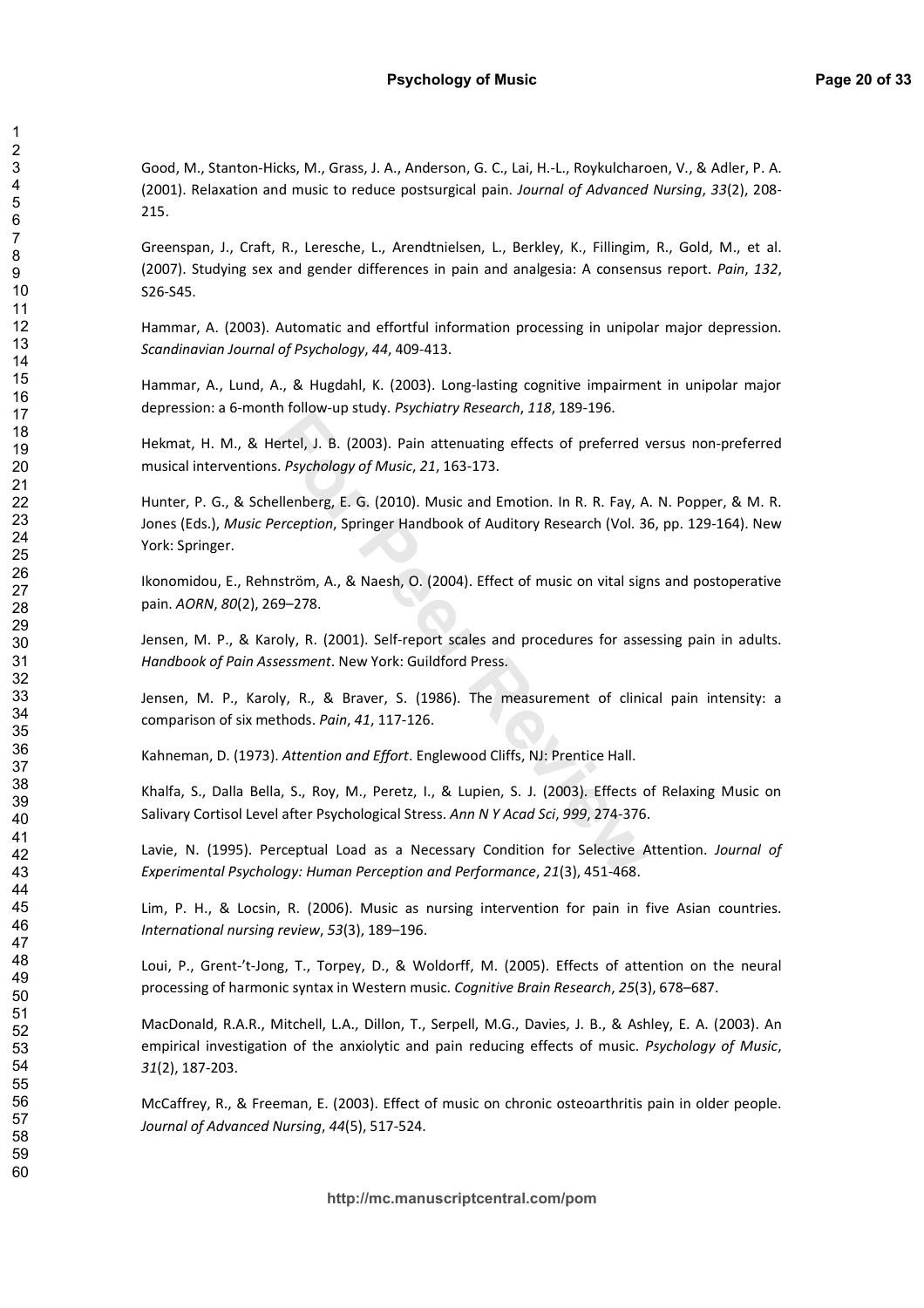Good, M., Stanton-Hicks, M., Grass, J. A., Anderson, G. C., Lai, H.-L., Roykulcharoen, V., & Adler, P. A. (2001). Relaxation and music to reduce postsurgical pain. *Journal of Advanced Nursing*, *33*(2), 208-215.

Greenspan, J., Craft, R., Leresche, L., Arendtnielsen, L., Berkley, K., Fillingim, R., Gold, M., et al. (2007). Studying sex and gender differences in pain and analgesia: A consensus report. *Pain*, *132*, S26-S45.

Hammar, A. (2003). Automatic and effortful information processing in unipolar major depression. *Scandinavian Journal of Psychology*, *44*, 409-413.

Hammar, A., Lund, A., & Hugdahl, K. (2003). Long-lasting cognitive impairment in unipolar major depression: a 6-month follow-up study. *Psychiatry Research*, *118*, 189-196.

Hekmat, H. M., & Hertel, J. B. (2003). Pain attenuating effects of preferred versus non-preferred musical interventions. *Psychology of Music*, *21*, 163-173.

Hunter, P. G., & Schellenberg, E. G. (2010). Music and Emotion. In R. R. Fay, A. N. Popper, & M. R. Jones (Eds.), *Music Perception*, Springer Handbook of Auditory Research (Vol. 36, pp. 129-164). New York: Springer.

Ikonomidou, E., Rehnström, A., & Naesh, O. (2004). Effect of music on vital signs and postoperative pain. *AORN*, *80*(2), 269–278.

Jensen, M. P., & Karoly, R. (2001). Self-report scales and procedures for assessing pain in adults. *Handbook of Pain Assessment*. New York: Guildford Press.

Jensen, M. P., Karoly, R., & Braver, S. (1986). The measurement of clinical pain intensity: a comparison of six methods. *Pain*, *41*, 117-126.

Kahneman, D. (1973). *Attention and Effort*. Englewood Cliffs, NJ: Prentice Hall.

Khalfa, S., Dalla Bella, S., Roy, M., Peretz, I., & Lupien, S. J. (2003). Effects of Relaxing Music on Salivary Cortisol Level after Psychological Stress. *Ann N Y Acad Sci*, *999*, 274-376.

Lavie, N. (1995). Perceptual Load as a Necessary Condition for Selective Attention. *Journal of Experimental Psychology: Human Perception and Performance*, *21*(3), 451-468.

Lim, P. H., & Locsin, R. (2006). Music as nursing intervention for pain in five Asian countries. *International nursing review*, *53*(3), 189–196.

Loui, P., Grent-'t-Jong, T., Torpey, D., & Woldorff, M. (2005). Effects of attention on the neural processing of harmonic syntax in Western music. *Cognitive Brain Research*, *25*(3), 678–687.

MacDonald, R.A.R., Mitchell, L.A., Dillon, T., Serpell, M.G., Davies, J. B., & Ashley, E. A. (2003). An empirical investigation of the anxiolytic and pain reducing effects of music. *Psychology of Music*, *31*(2), 187-203.

McCaffrey, R., & Freeman, E. (2003). Effect of music on chronic osteoarthritis pain in older people. *Journal of Advanced Nursing*, *44*(5), 517-524.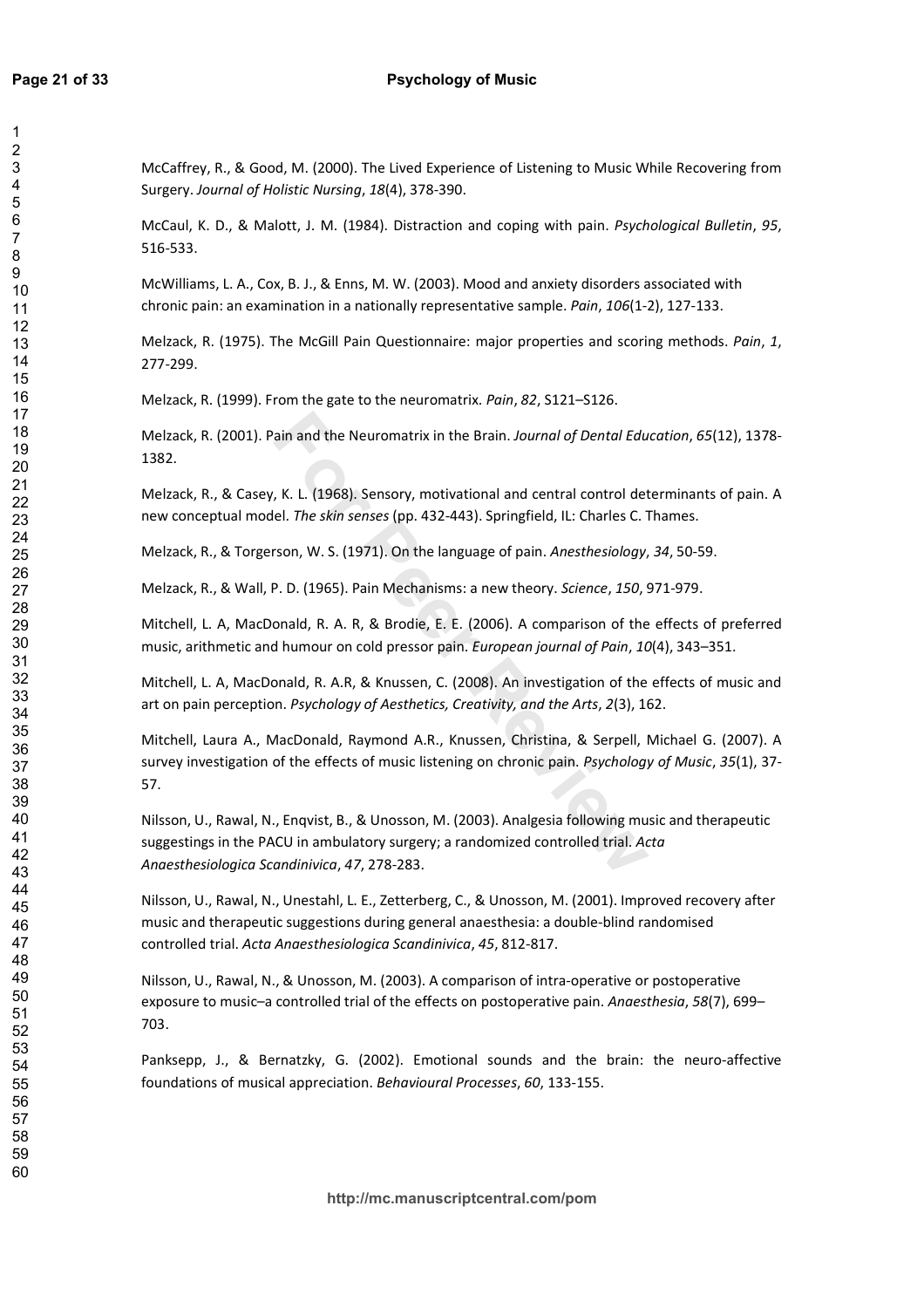McCaffrey, R., & Good, M. (2000). The Lived Experience of Listening to Music While Recovering from Surgery. *Journal of Holistic Nursing*, *18*(4), 378-390.

McCaul, K. D., & Malott, J. M. (1984). Distraction and coping with pain. *Psychological Bulletin*, *95*, 516-533.

McWilliams, L. A., Cox, B. J., & Enns, M. W. (2003). Mood and anxiety disorders associated with chronic pain: an examination in a nationally representative sample. *Pain*, *106*(1-2), 127-133.

Melzack, R. (1975). The McGill Pain Questionnaire: major properties and scoring methods. *Pain*, *1*, 277-299.

Melzack, R. (1999). From the gate to the neuromatrix. *Pain*, *82*, S121–S126.

Melzack, R. (2001). Pain and the Neuromatrix in the Brain. *Journal of Dental Education*, *65*(12), 1378-1382.

Melzack, R., & Casey, K. L. (1968). Sensory, motivational and central control determinants of pain. A new conceptual model. *The skin senses* (pp. 432-443). Springfield, IL: Charles C. Thames.

Melzack, R., & Torgerson, W. S. (1971). On the language of pain. *Anesthesiology*, *34*, 50-59.

Melzack, R., & Wall, P. D. (1965). Pain Mechanisms: a new theory. *Science*, *150*, 971-979.

Mitchell, L. A, MacDonald, R. A. R, & Brodie, E. E. (2006). A comparison of the effects of preferred music, arithmetic and humour on cold pressor pain. *European journal of Pain*, *10*(4), 343–351.

Mitchell, L. A, MacDonald, R. A.R, & Knussen, C. (2008). An investigation of the effects of music and art on pain perception. *Psychology of Aesthetics, Creativity, and the Arts*, *2*(3), 162.

Mitchell, Laura A., MacDonald, Raymond A.R., Knussen, Christina, & Serpell, Michael G. (2007). A survey investigation of the effects of music listening on chronic pain. *Psychology of Music*, *35*(1), 37-57.

Nilsson, U., Rawal, N., Enqvist, B., & Unosson, M. (2003). Analgesia following music and therapeutic suggestings in the PACU in ambulatory surgery; a randomized controlled trial. *Acta Anaesthesiologica Scandinivica*, *47*, 278-283.

Nilsson, U., Rawal, N., Unestahl, L. E., Zetterberg, C., & Unosson, M. (2001). Improved recovery after music and therapeutic suggestions during general anaesthesia: a double-blind randomised controlled trial. *Acta Anaesthesiologica Scandinivica*, *45*, 812-817.

Nilsson, U., Rawal, N., & Unosson, M. (2003). A comparison of intra-operative or postoperative exposure to music–a controlled trial of the effects on postoperative pain. *Anaesthesia*, *58*(7), 699–703.

Panksepp, J., & Bernatzky, G. (2002). Emotional sounds and the brain: the neuro-affective foundations of musical appreciation. *Behavioural Processes*, *60*, 133-155.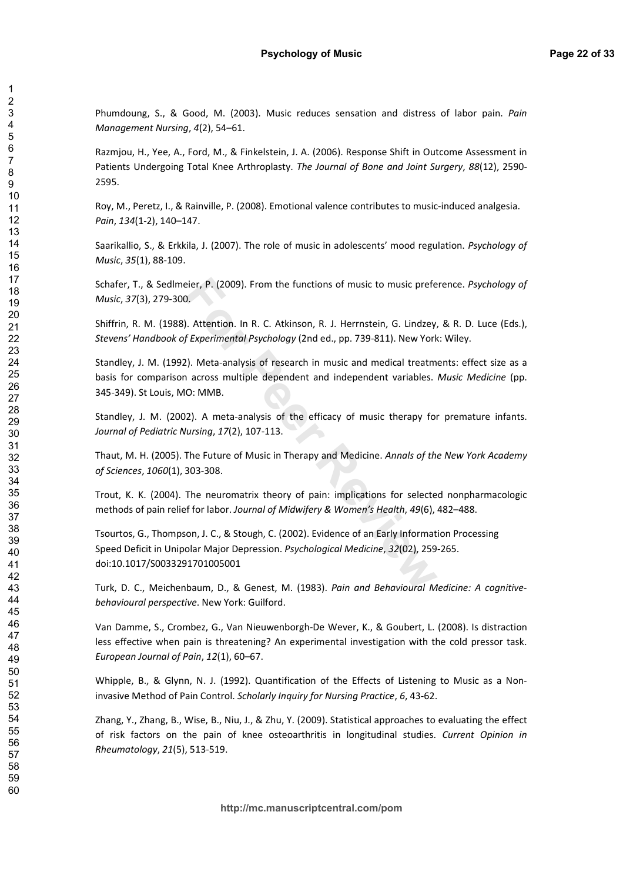Phumdoung, S., & Good, M. (2003). Music reduces sensation and distress of labor pain. *Pain Management Nursing*, *4*(2), 54–61.

Razmjou, H., Yee, A., Ford, M., & Finkelstein, J. A. (2006). Response Shift in Outcome Assessment in Patients Undergoing Total Knee Arthroplasty. *The Journal of Bone and Joint Surgery*, *88*(12), 2590-2595.

Roy, M., Peretz, I., & Rainville, P. (2008). Emotional valence contributes to music-induced analgesia. *Pain*, *134*(1-2), 140–147.

Saarikallio, S., & Erkkila, J. (2007). The role of music in adolescents' mood regulation. *Psychology of Music*, *35*(1), 88-109.

Schafer, T., & Sedlmeier, P. (2009). From the functions of music to music preference. *Psychology of Music*, *37*(3), 279-300.

Shiffrin, R. M. (1988). Attention. In R. C. Atkinson, R. J. Herrnstein, G. Lindzey, & R. D. Luce (Eds.), *Stevens' Handbook of Experimental Psychology* (2nd ed., pp. 739-811). New York: Wiley.

Standley, J. M. (1992). Meta-analysis of research in music and medical treatments: effect size as a basis for comparison across multiple dependent and independent variables. *Music Medicine* (pp. 345-349). St Louis, MO: MMB.

Standley, J. M. (2002). A meta-analysis of the efficacy of music therapy for premature infants. *Journal of Pediatric Nursing*, *17*(2), 107-113.

Thaut, M. H. (2005). The Future of Music in Therapy and Medicine. *Annals of the New York Academy of Sciences*, *1060*(1), 303-308.

Trout, K. K. (2004). The neuromatrix theory of pain: implications for selected nonpharmacologic methods of pain relief for labor. *Journal of Midwifery & Women's Health*, *49*(6), 482–488.

Tsourtos, G., Thompson, J. C., & Stough, C. (2002). Evidence of an Early Information Processing Speed Deficit in Unipolar Major Depression. *Psychological Medicine*, *32*(02), 259-265. doi:10.1017/S0033291701005001

Turk, D. C., Meichenbaum, D., & Genest, M. (1983). *Pain and Behavioural Medicine: A cognitive-behavioural perspective*. New York: Guilford.

Van Damme, S., Crombez, G., Van Nieuwenborgh-De Wever, K., & Goubert, L. (2008). Is distraction less effective when pain is threatening? An experimental investigation with the cold pressor task. *European Journal of Pain*, *12*(1), 60–67.

Whipple, B., & Glynn, N. J. (1992). Quantification of the Effects of Listening to Music as a Non-invasive Method of Pain Control. *Scholarly Inquiry for Nursing Practice*, *6*, 43-62.

Zhang, Y., Zhang, B., Wise, B., Niu, J., & Zhu, Y. (2009). Statistical approaches to evaluating the effect of risk factors on the pain of knee osteoarthritis in longitudinal studies. *Current Opinion in Rheumatology*, *21*(5), 513-519.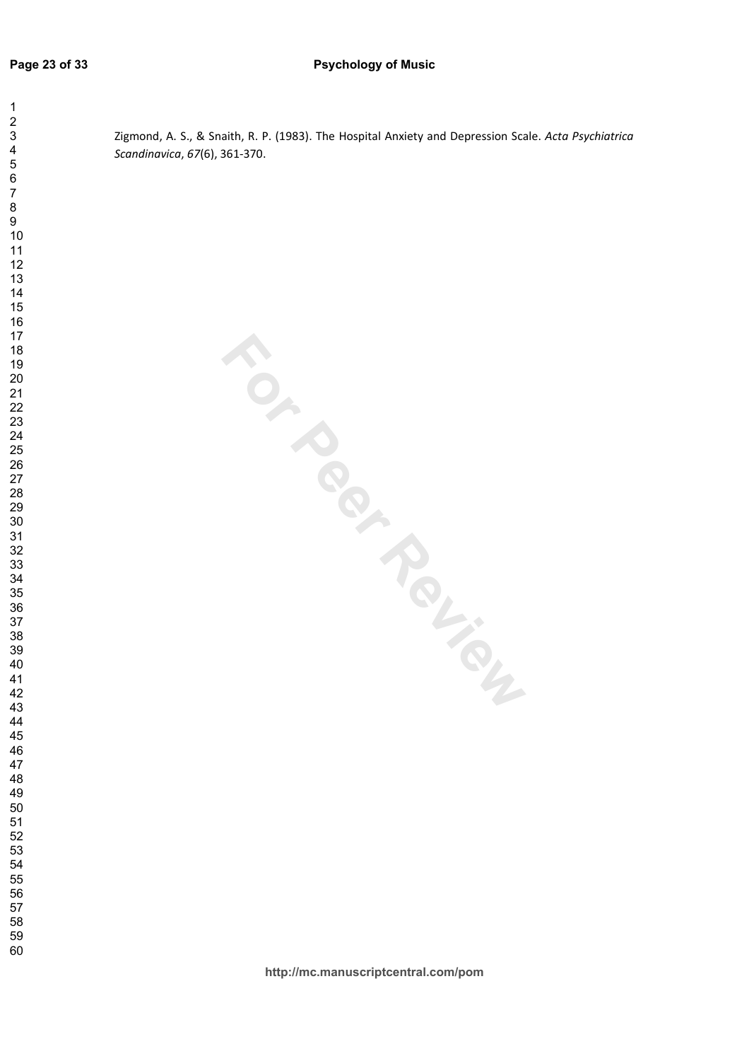Zigmond, A. S., & Snaith, R. P. (1983). The Hospital Anxiety and Depression Scale. *Acta Psychiatrica Scandinavica*, *67*(6), 361-370.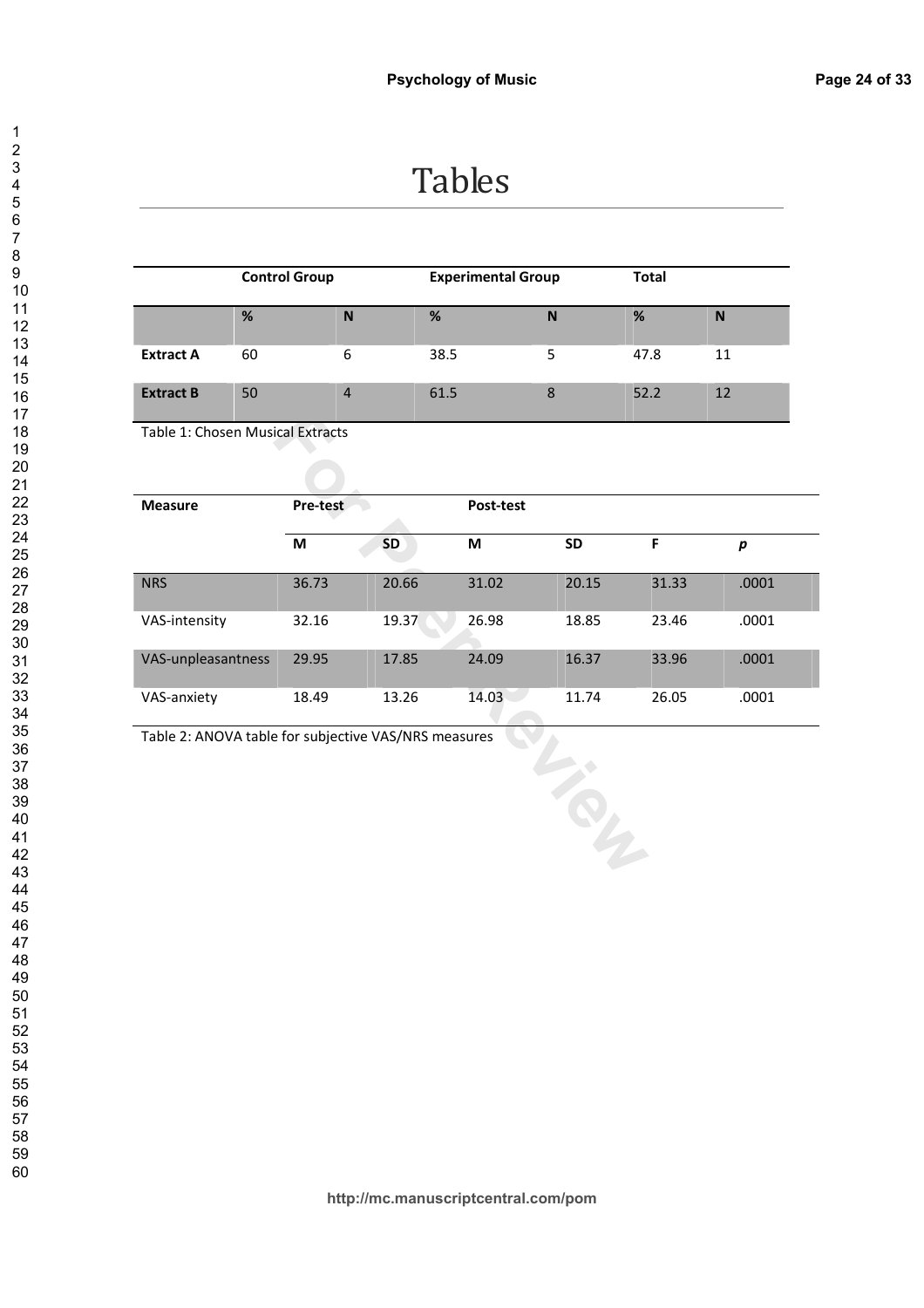# Tables

| | Control Group | | Experimental Group | | Total | |
|---|---|---|---|---|---|---|
| | % | N | % | N | % | N |
| **Extract A** | 60 | 6 | 38.5 | 5 | 47.8 | 11 |
| **Extract B** | 50 | 4 | 61.5 | 8 | 52.2 | 12 |

Table 1: Chosen Musical Extracts

| Measure | Pre-test | | Post-test | | | |
|---|---|---|---|---|---|---|
| | M | SD | M | SD | F | *p* |
| NRS | 36.73 | 20.66 | 31.02 | 20.15 | 31.33 | .0001 |
| VAS-intensity | 32.16 | 19.37 | 26.98 | 18.85 | 23.46 | .0001 |
| VAS-unpleasantness | 29.95 | 17.85 | 24.09 | 16.37 | 33.96 | .0001 |
| VAS-anxiety | 18.49 | 13.26 | 14.03 | 11.74 | 26.05 | .0001 |

Table 2: ANOVA table for subjective VAS/NRS measures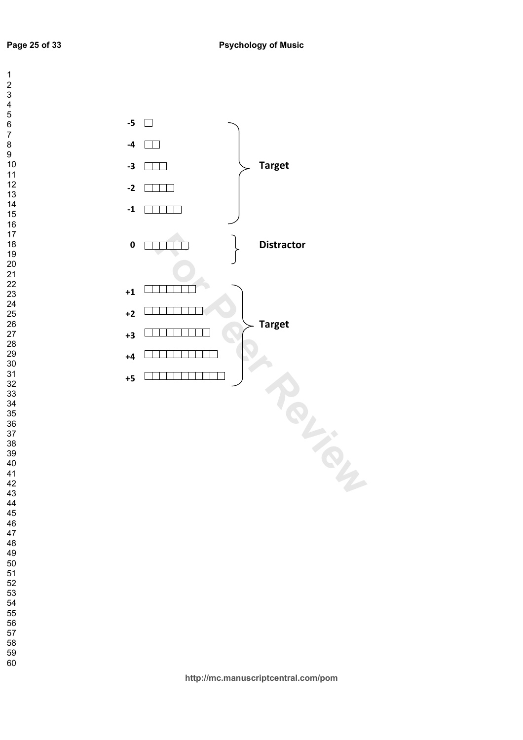-5

-4

-3

-2

-1

Target

0

Distractor

+1

+2

+3

+4

+5

Target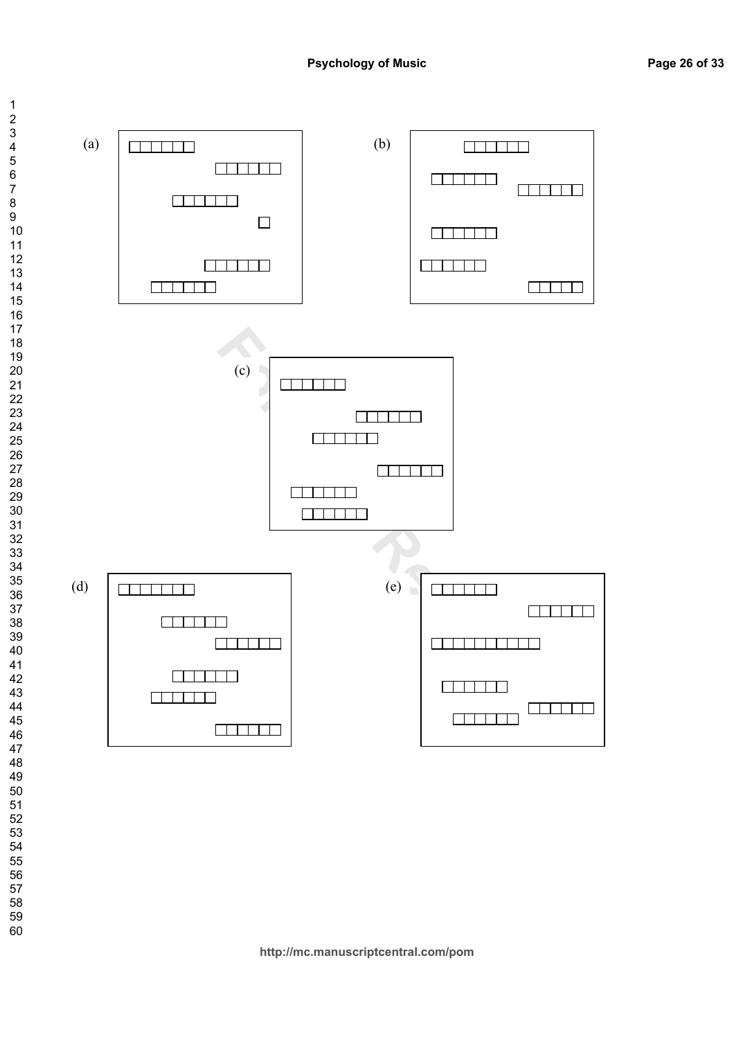(a)

(b)

(c)

(d)

(e)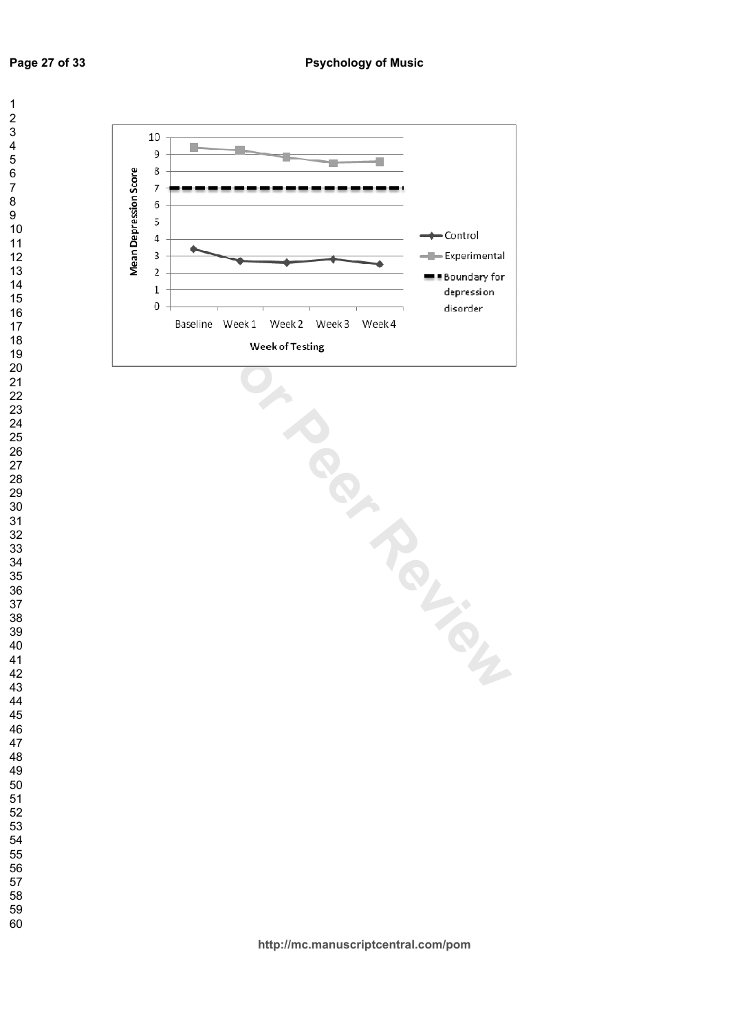10
9
8
7
6
5
4
3
2
1
0

Mean Depression Score

Baseline
Week 1
Week 2
Week 3
Week 4

Week of Testing

Control
Experimental
Boundary for depression disorder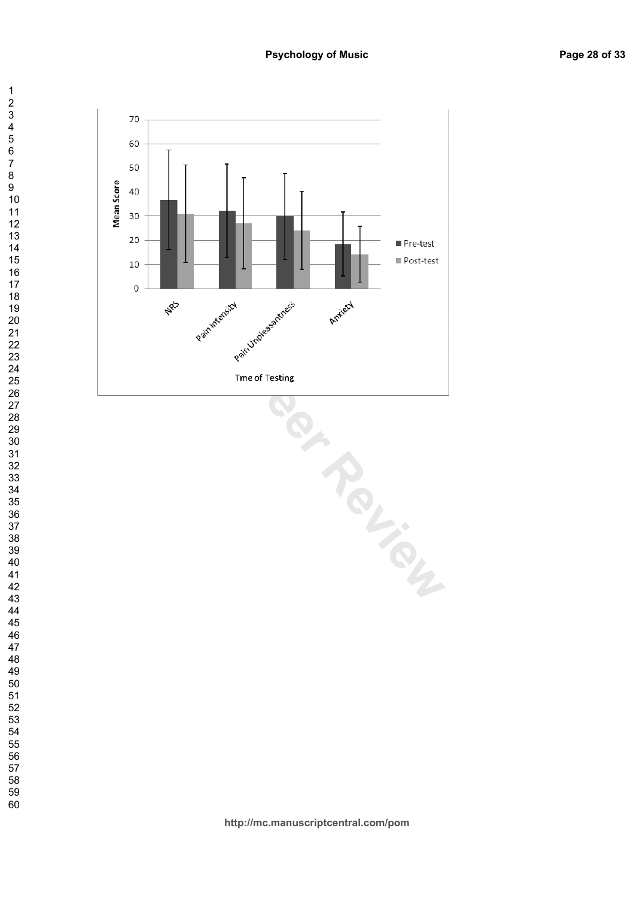70
60
50
40
30
20
10
0

Mean Score

NRS
Pain Intensity
Pain Unpleasantness
Anxiety

Tme of Testing

Pre-test
Post-test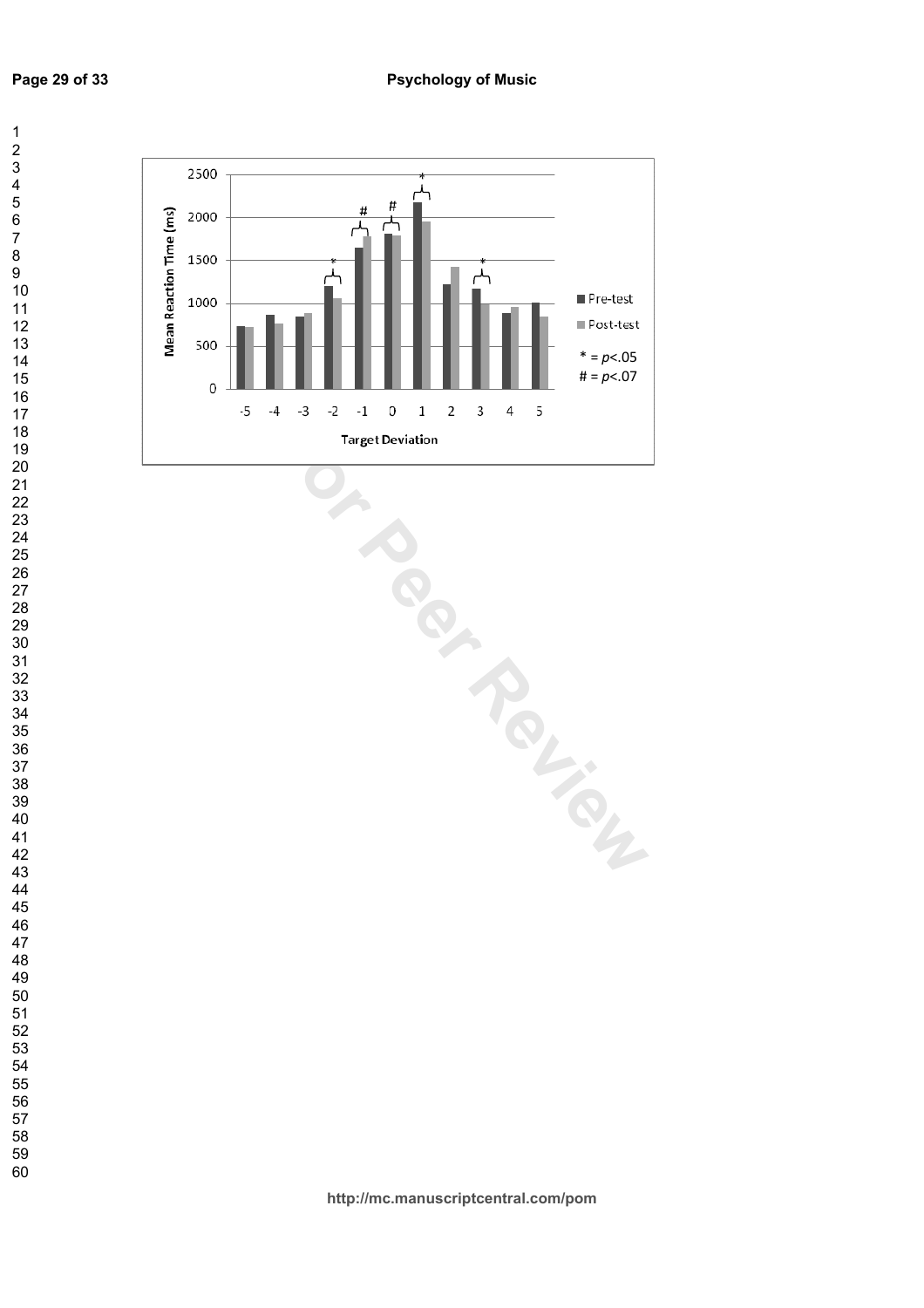2500
2000
1500
1000
500
0

Mean Reaction Time (ms)

-5 -4 -3 -2 -1 0 1 2 3 4 5

Target Deviation

Pre-test
Post-test
* = *p*<.05
# = *p*<.07

*
#
#
*
*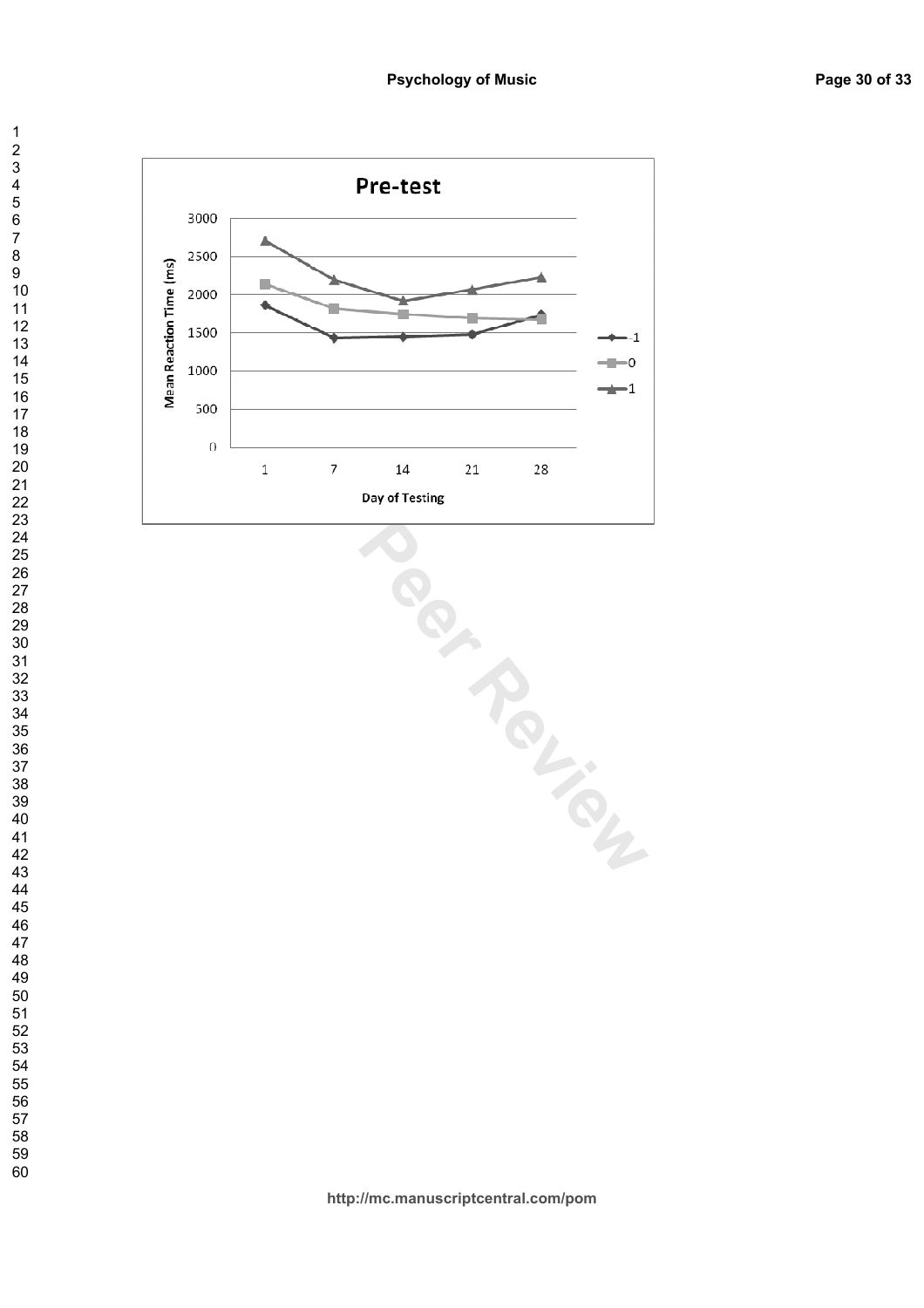**Pre-test**

Mean Reaction Time (ms): 0, 500, 1000, 1500, 2000, 2500, 3000

Day of Testing: 1, 7, 14, 21, 28

Legend: -1, 0, 1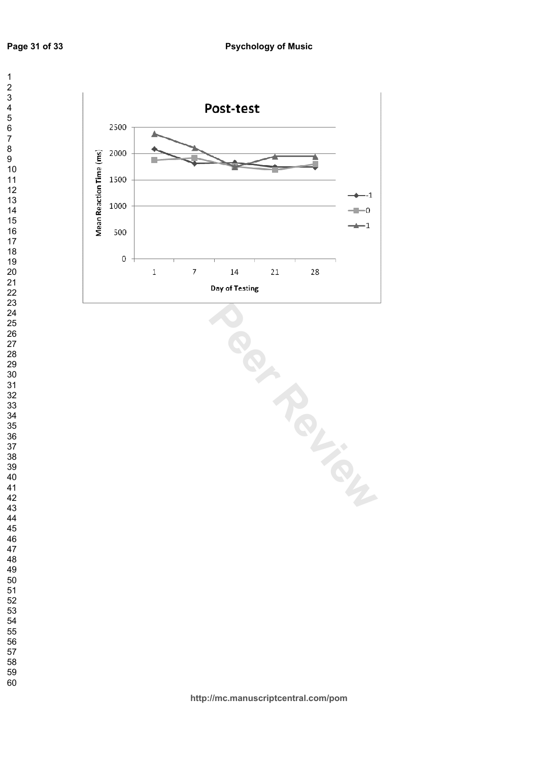Post-test

Mean Reaction Time (ms)

2500
2000
1500
1000
500
0

1
7
14
21
28

Day of Testing

-1
0
1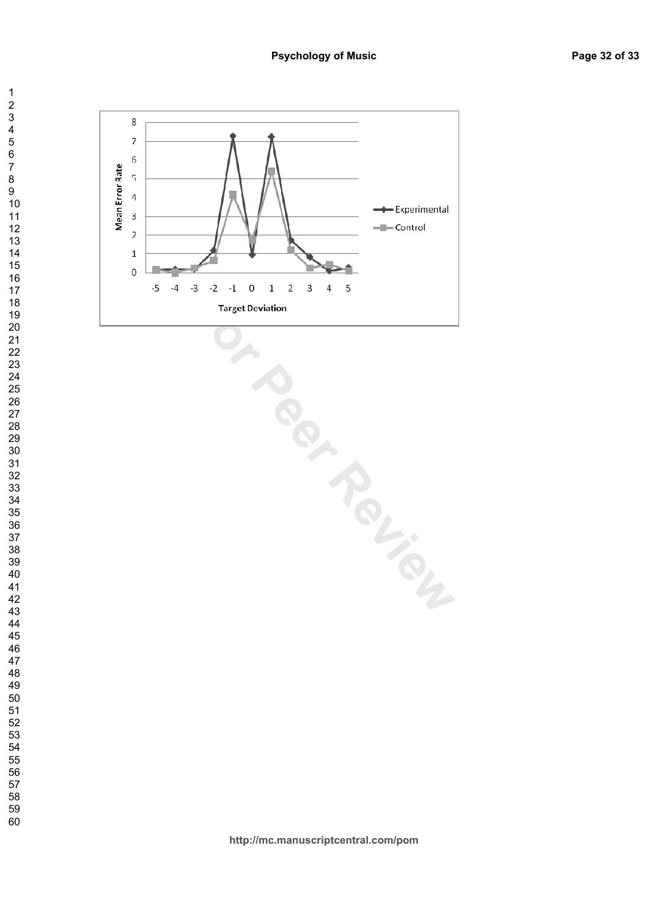Mean Error Rate

8
7
6
5
4
3
2
1
0

-5 -4 -3 -2 -1 0 1 2 3 4 5

Target Deviation

Experimental

Control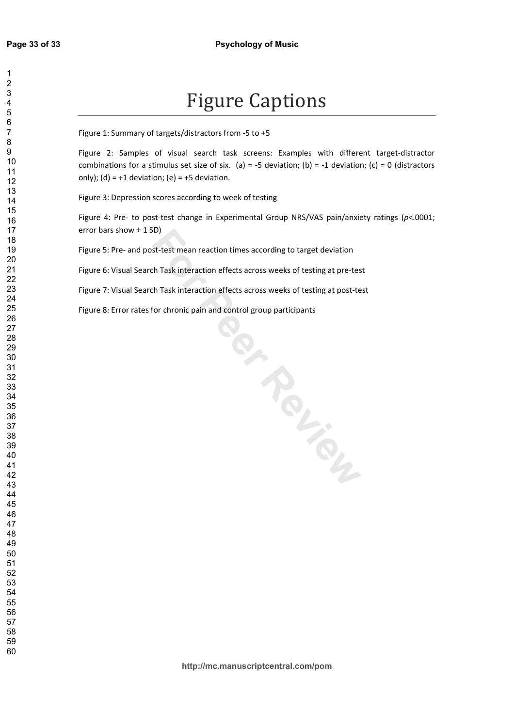# Figure Captions

Figure 1: Summary of targets/distractors from -5 to +5

Figure 2: Samples of visual search task screens: Examples with different target-distractor combinations for a stimulus set size of six. (a) = -5 deviation; (b) = -1 deviation; (c) = 0 (distractors only); (d) = +1 deviation; (e) = +5 deviation.

Figure 3: Depression scores according to week of testing

Figure 4: Pre- to post-test change in Experimental Group NRS/VAS pain/anxiety ratings (*p*<.0001; error bars show ± 1 SD)

Figure 5: Pre- and post-test mean reaction times according to target deviation

Figure 6: Visual Search Task interaction effects across weeks of testing at pre-test

Figure 7: Visual Search Task interaction effects across weeks of testing at post-test

Figure 8: Error rates for chronic pain and control group participants